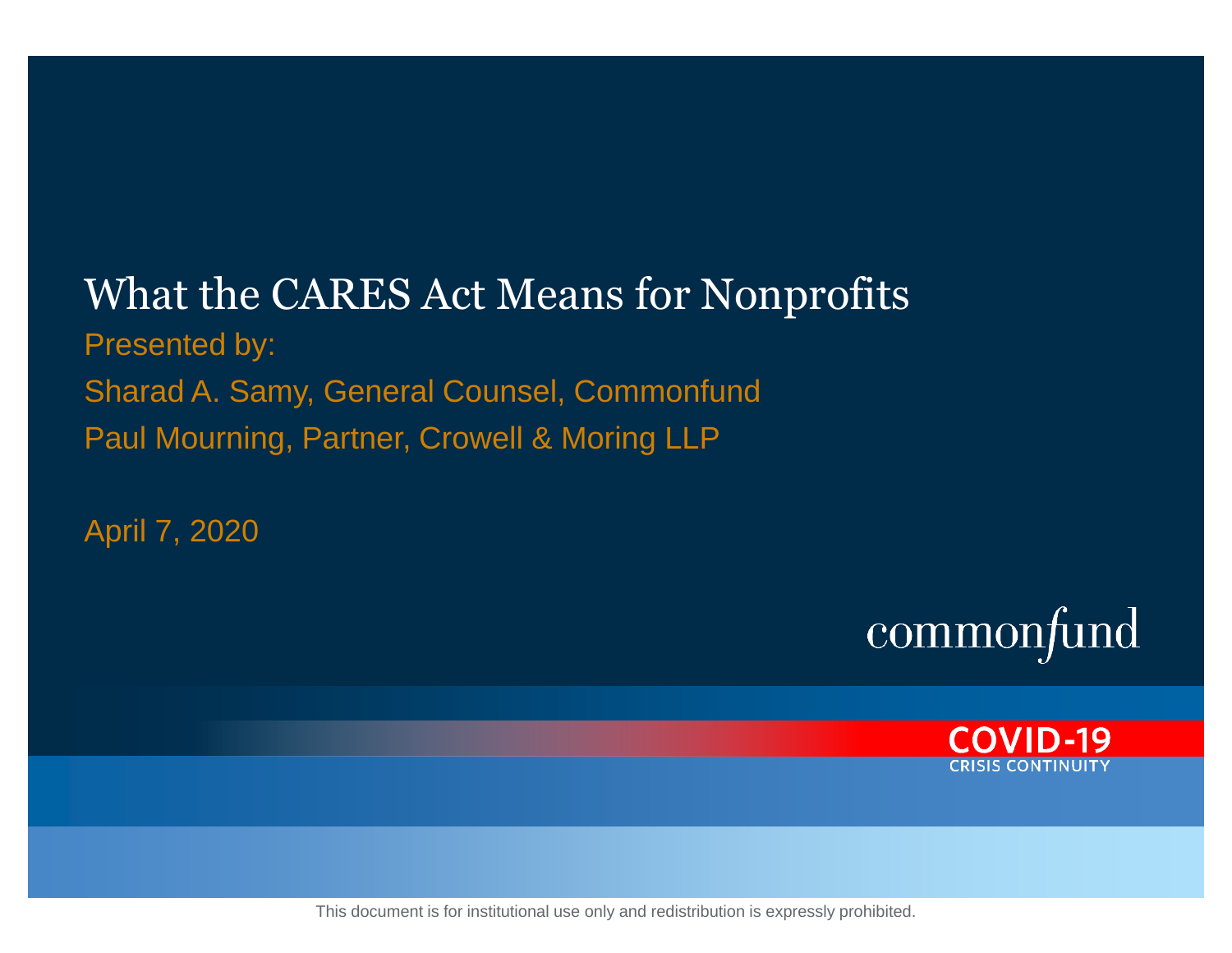# What the CARES Act Means for Nonprofits

Presented by:

Sharad A. Samy, General Counsel, Commonfund

Paul Mourning, Partner, Crowell & Moring LLP

April 7, 2020

commonfund

COVID-19
CRISIS CONTINUITY

This document is for institutional use only and redistribution is expressly prohibited.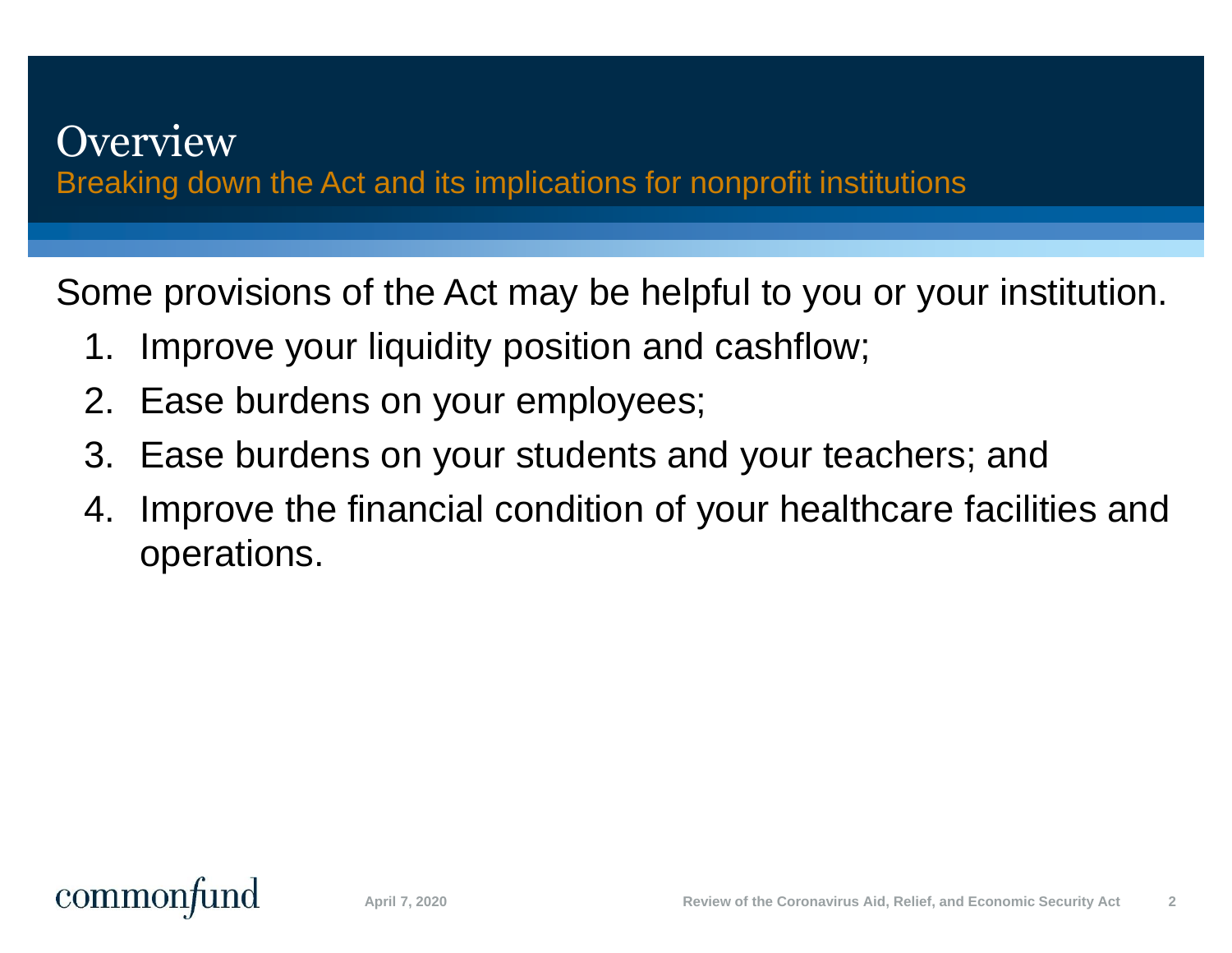# Overview

## Breaking down the Act and its implications for nonprofit institutions

Some provisions of the Act may be helpful to you or your institution.

1. Improve your liquidity position and cashflow;
2. Ease burdens on your employees;
3. Ease burdens on your students and your teachers; and
4. Improve the financial condition of your healthcare facilities and operations.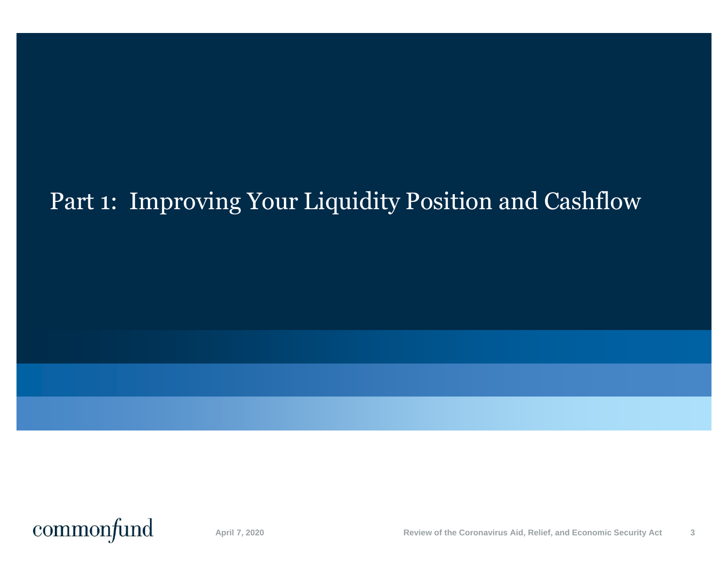# Part 1: Improving Your Liquidity Position and Cashflow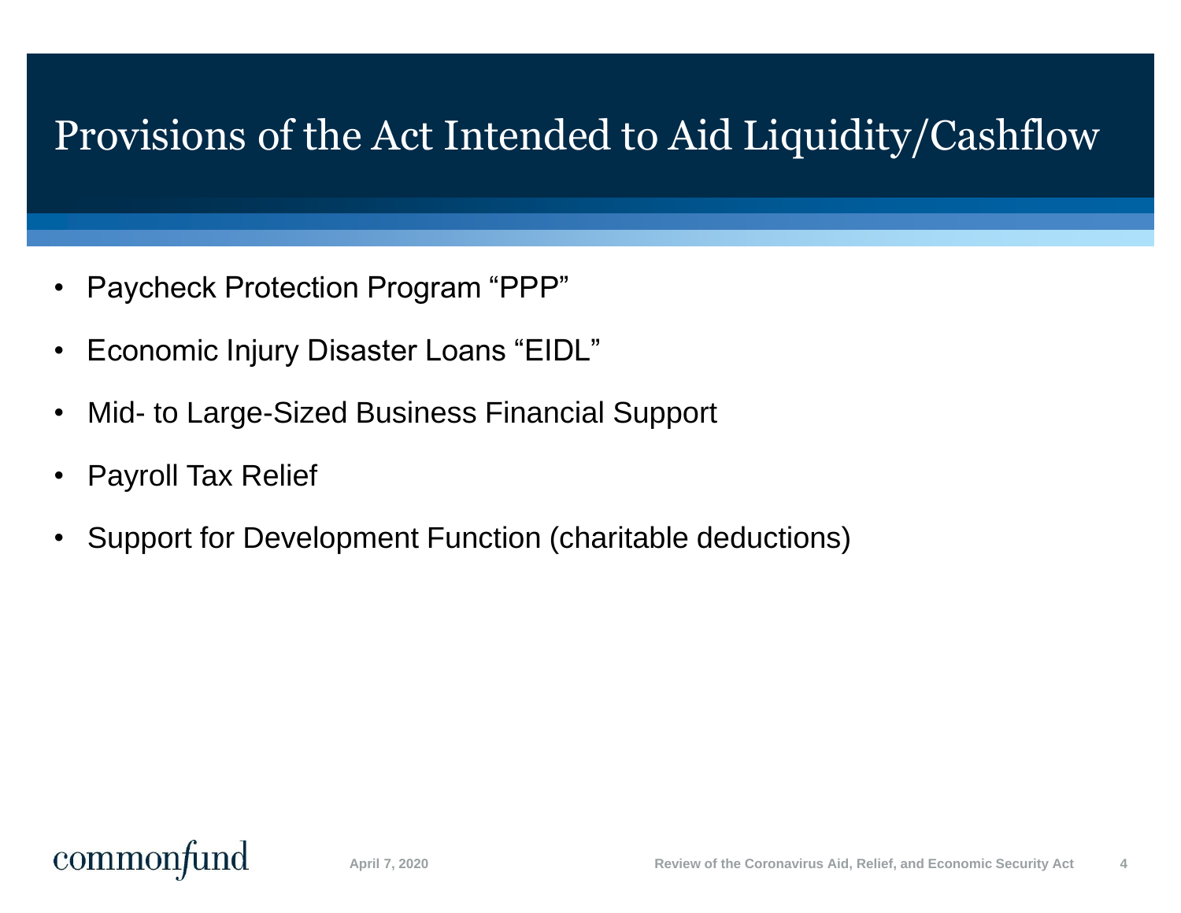# Provisions of the Act Intended to Aid Liquidity/Cashflow

- Paycheck Protection Program "PPP"
- Economic Injury Disaster Loans "EIDL"
- Mid- to Large-Sized Business Financial Support
- Payroll Tax Relief
- Support for Development Function (charitable deductions)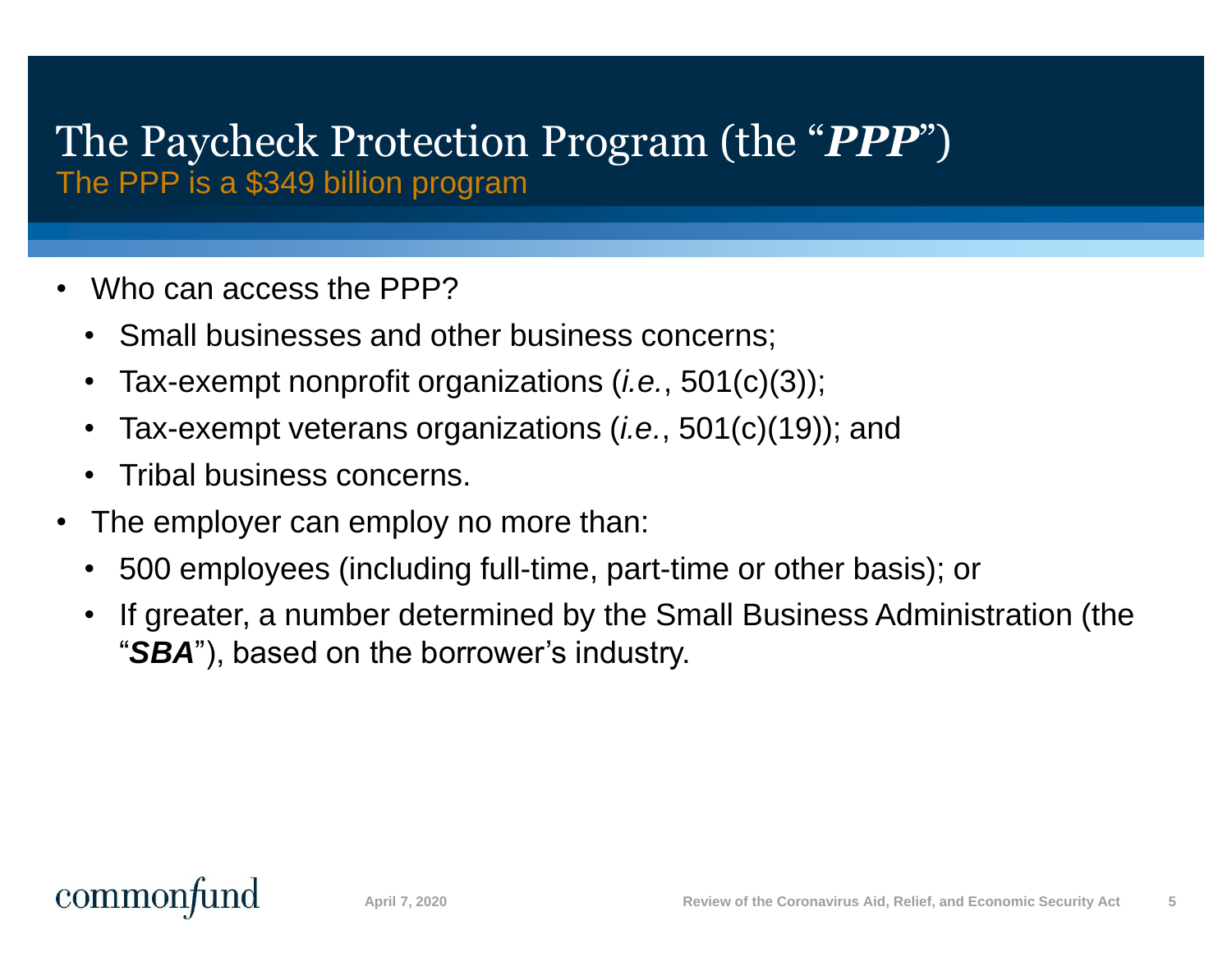# The Paycheck Protection Program (the "***PPP***")

## The PPP is a $349 billion program

- Who can access the PPP?
  - Small businesses and other business concerns;
  - Tax-exempt nonprofit organizations (*i.e.*, 501(c)(3));
  - Tax-exempt veterans organizations (*i.e.*, 501(c)(19)); and
  - Tribal business concerns.
- The employer can employ no more than:
  - 500 employees (including full-time, part-time or other basis); or
  - If greater, a number determined by the Small Business Administration (the "***SBA***"), based on the borrower's industry.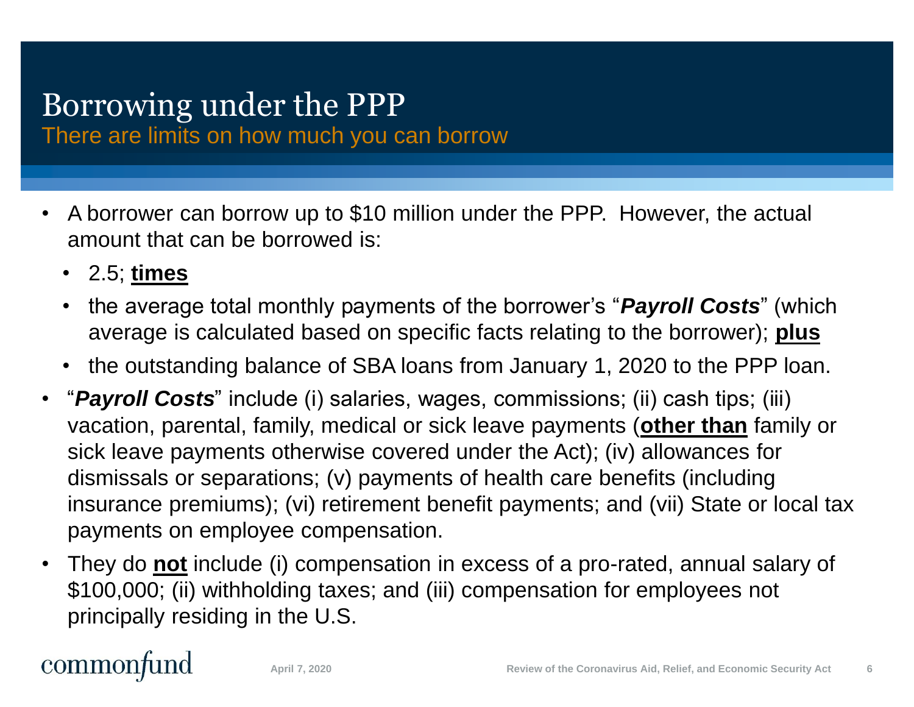# Borrowing under the PPP

## There are limits on how much you can borrow

- A borrower can borrow up to $10 million under the PPP. However, the actual amount that can be borrowed is:
  - 2.5; **times**
  - the average total monthly payments of the borrower's "***Payroll Costs***" (which average is calculated based on specific facts relating to the borrower); **plus**
  - the outstanding balance of SBA loans from January 1, 2020 to the PPP loan.
- "***Payroll Costs***" include (i) salaries, wages, commissions; (ii) cash tips; (iii) vacation, parental, family, medical or sick leave payments (**other than** family or sick leave payments otherwise covered under the Act); (iv) allowances for dismissals or separations; (v) payments of health care benefits (including insurance premiums); (vi) retirement benefit payments; and (vii) State or local tax payments on employee compensation.
- They do **not** include (i) compensation in excess of a pro-rated, annual salary of $100,000; (ii) withholding taxes; and (iii) compensation for employees not principally residing in the U.S.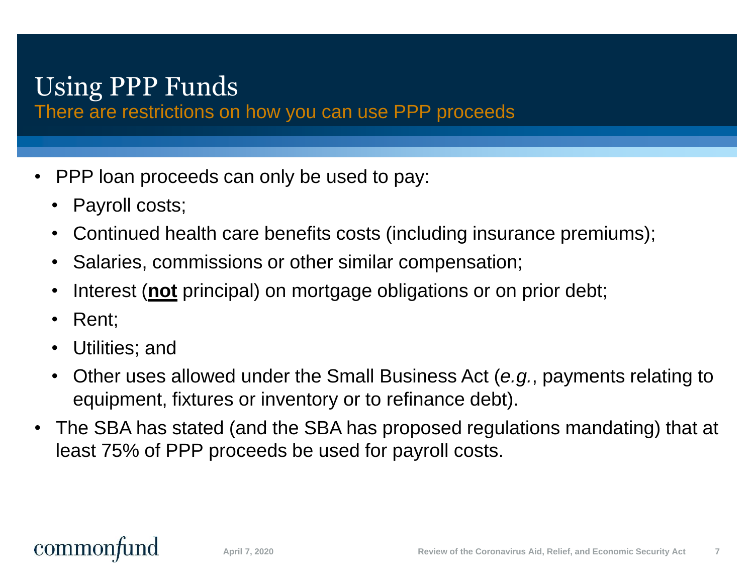# Using PPP Funds

## There are restrictions on how you can use PPP proceeds

- PPP loan proceeds can only be used to pay:
  - Payroll costs;
  - Continued health care benefits costs (including insurance premiums);
  - Salaries, commissions or other similar compensation;
  - Interest (**<u>not</u>** principal) on mortgage obligations or on prior debt;
  - Rent;
  - Utilities; and
  - Other uses allowed under the Small Business Act (*e.g.*, payments relating to equipment, fixtures or inventory or to refinance debt).
- The SBA has stated (and the SBA has proposed regulations mandating) that at least 75% of PPP proceeds be used for payroll costs.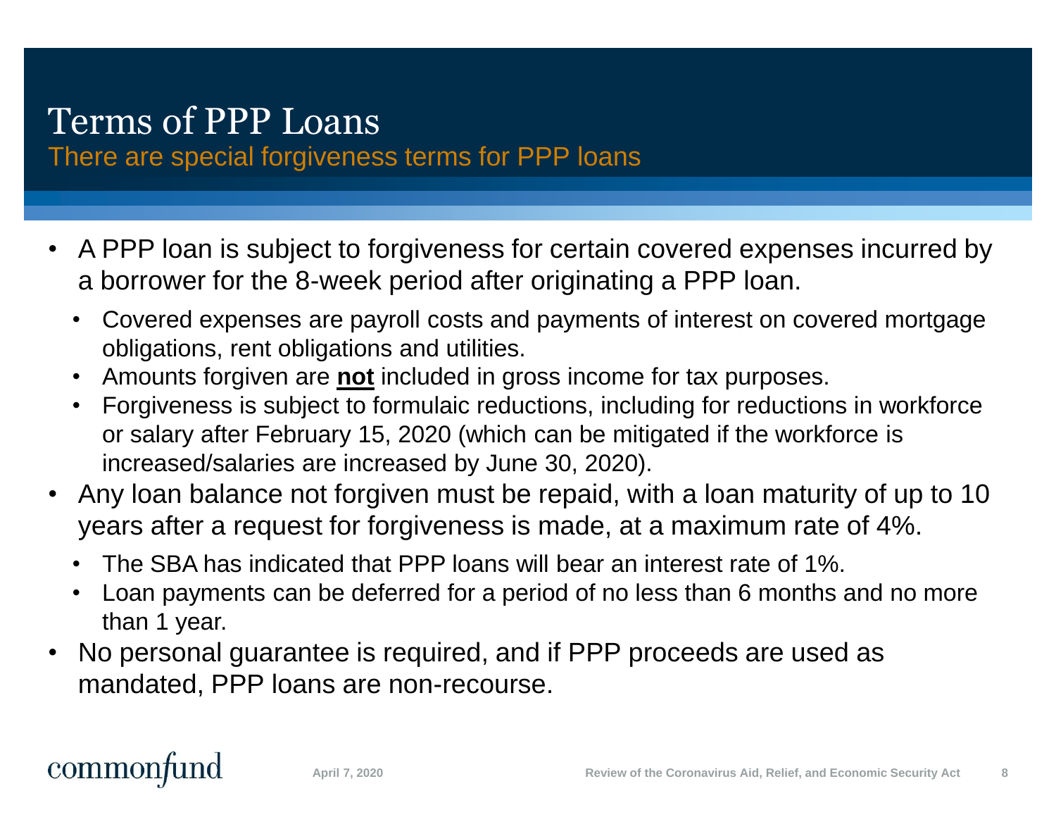# Terms of PPP Loans

## There are special forgiveness terms for PPP loans

- A PPP loan is subject to forgiveness for certain covered expenses incurred by a borrower for the 8-week period after originating a PPP loan.
  - Covered expenses are payroll costs and payments of interest on covered mortgage obligations, rent obligations and utilities.
  - Amounts forgiven are **<u>not</u>** included in gross income for tax purposes.
  - Forgiveness is subject to formulaic reductions, including for reductions in workforce or salary after February 15, 2020 (which can be mitigated if the workforce is increased/salaries are increased by June 30, 2020).
- Any loan balance not forgiven must be repaid, with a loan maturity of up to 10 years after a request for forgiveness is made, at a maximum rate of 4%.
  - The SBA has indicated that PPP loans will bear an interest rate of 1%.
  - Loan payments can be deferred for a period of no less than 6 months and no more than 1 year.
- No personal guarantee is required, and if PPP proceeds are used as mandated, PPP loans are non-recourse.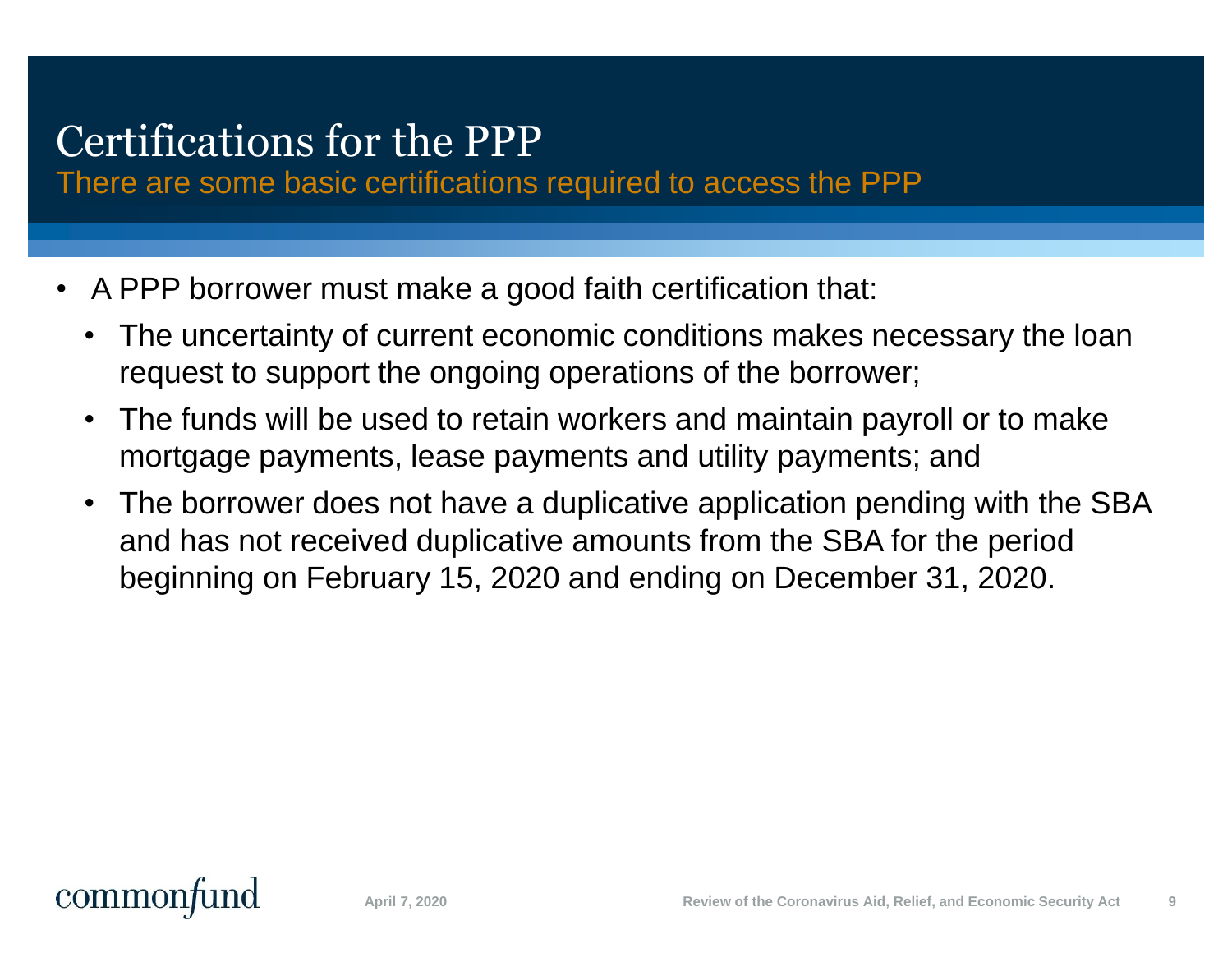# Certifications for the PPP

## There are some basic certifications required to access the PPP

- A PPP borrower must make a good faith certification that:
  - The uncertainty of current economic conditions makes necessary the loan request to support the ongoing operations of the borrower;
  - The funds will be used to retain workers and maintain payroll or to make mortgage payments, lease payments and utility payments; and
  - The borrower does not have a duplicative application pending with the SBA and has not received duplicative amounts from the SBA for the period beginning on February 15, 2020 and ending on December 31, 2020.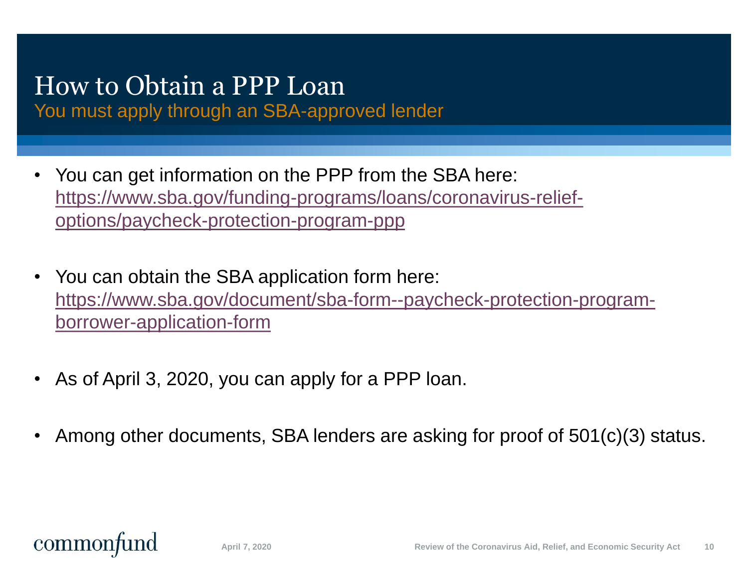# How to Obtain a PPP Loan

## You must apply through an SBA-approved lender

- You can get information on the PPP from the SBA here: https://www.sba.gov/funding-programs/loans/coronavirus-relief-options/paycheck-protection-program-ppp

- You can obtain the SBA application form here: https://www.sba.gov/document/sba-form--paycheck-protection-program-borrower-application-form

- As of April 3, 2020, you can apply for a PPP loan.

- Among other documents, SBA lenders are asking for proof of 501(c)(3) status.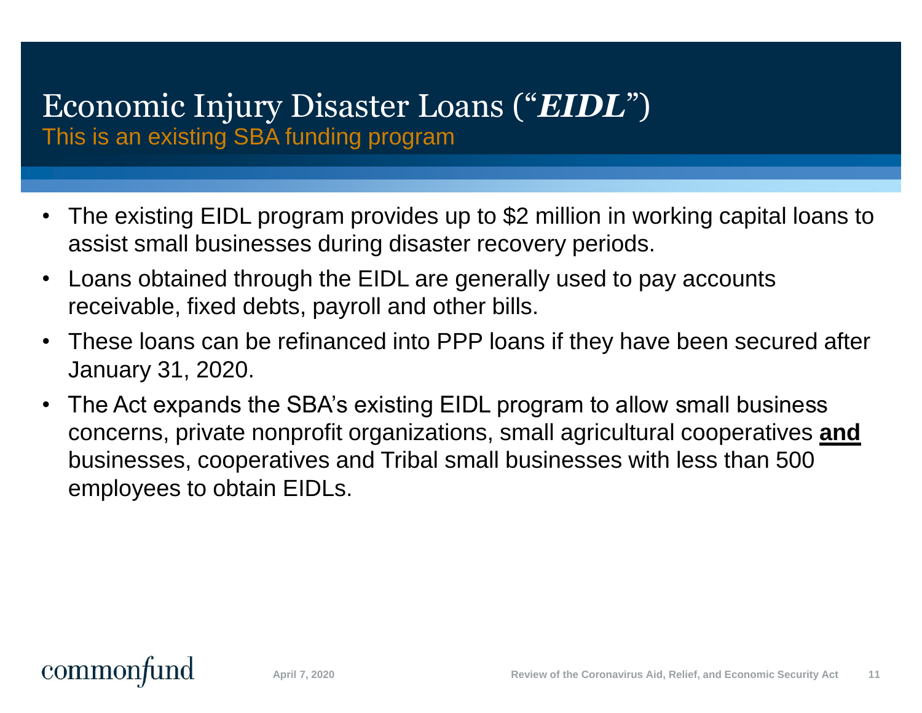# Economic Injury Disaster Loans ("*EIDL*")

This is an existing SBA funding program

- The existing EIDL program provides up to $2 million in working capital loans to assist small businesses during disaster recovery periods.
- Loans obtained through the EIDL are generally used to pay accounts receivable, fixed debts, payroll and other bills.
- These loans can be refinanced into PPP loans if they have been secured after January 31, 2020.
- The Act expands the SBA's existing EIDL program to allow small business concerns, private nonprofit organizations, small agricultural cooperatives **<u>and</u>** businesses, cooperatives and Tribal small businesses with less than 500 employees to obtain EIDLs.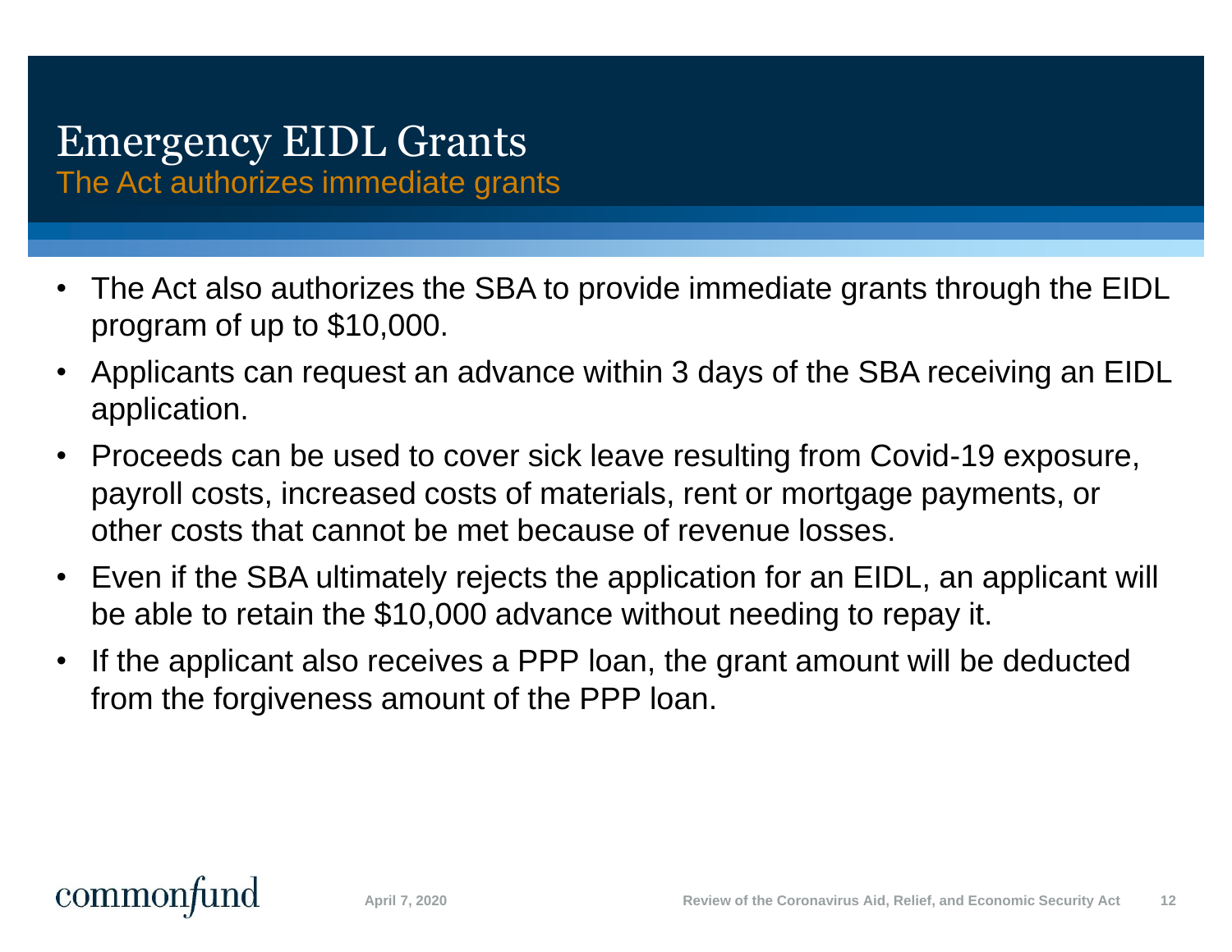# Emergency EIDL Grants

## The Act authorizes immediate grants

- The Act also authorizes the SBA to provide immediate grants through the EIDL program of up to $10,000.
- Applicants can request an advance within 3 days of the SBA receiving an EIDL application.
- Proceeds can be used to cover sick leave resulting from Covid-19 exposure, payroll costs, increased costs of materials, rent or mortgage payments, or other costs that cannot be met because of revenue losses.
- Even if the SBA ultimately rejects the application for an EIDL, an applicant will be able to retain the $10,000 advance without needing to repay it.
- If the applicant also receives a PPP loan, the grant amount will be deducted from the forgiveness amount of the PPP loan.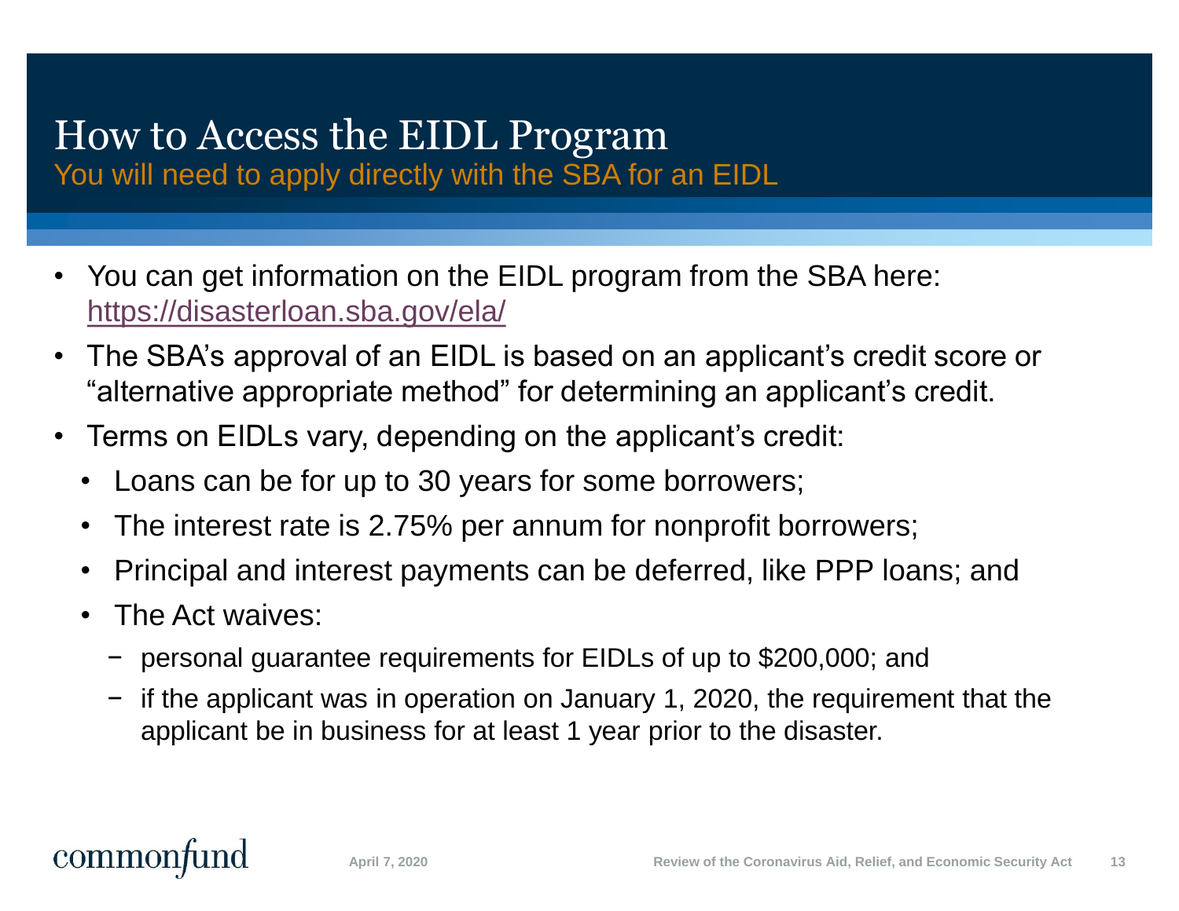# How to Access the EIDL Program

## You will need to apply directly with the SBA for an EIDL

- You can get information on the EIDL program from the SBA here: https://disasterloan.sba.gov/ela/
- The SBA's approval of an EIDL is based on an applicant's credit score or "alternative appropriate method" for determining an applicant's credit.
- Terms on EIDLs vary, depending on the applicant's credit:
  - Loans can be for up to 30 years for some borrowers;
  - The interest rate is 2.75% per annum for nonprofit borrowers;
  - Principal and interest payments can be deferred, like PPP loans; and
  - The Act waives:
    - personal guarantee requirements for EIDLs of up to $200,000; and
    - if the applicant was in operation on January 1, 2020, the requirement that the applicant be in business for at least 1 year prior to the disaster.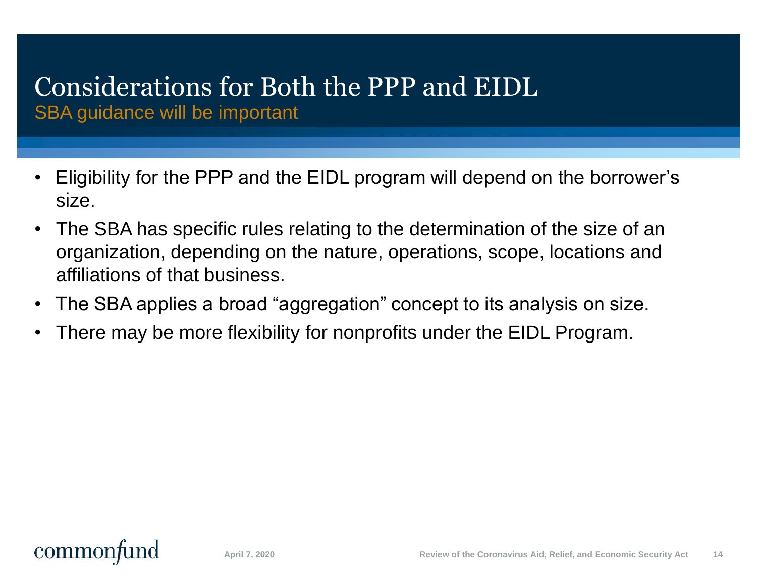# Considerations for Both the PPP and EIDL

## SBA guidance will be important

- Eligibility for the PPP and the EIDL program will depend on the borrower's size.
- The SBA has specific rules relating to the determination of the size of an organization, depending on the nature, operations, scope, locations and affiliations of that business.
- The SBA applies a broad "aggregation" concept to its analysis on size.
- There may be more flexibility for nonprofits under the EIDL Program.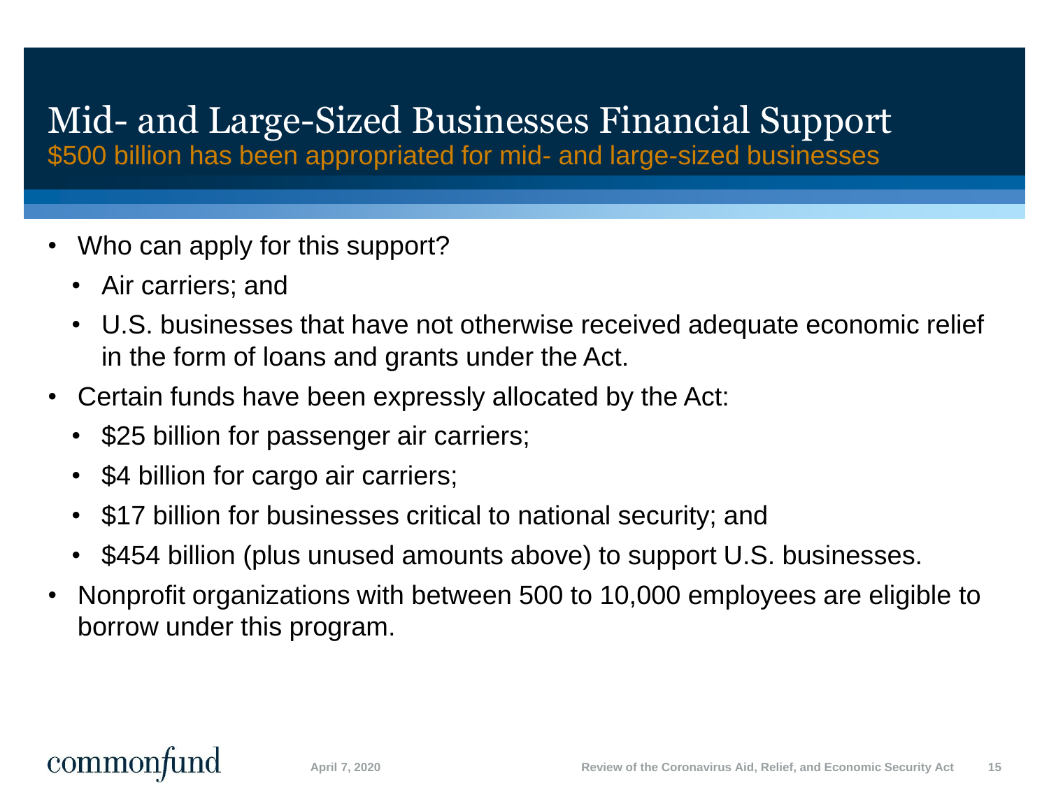# Mid- and Large-Sized Businesses Financial Support

$500 billion has been appropriated for mid- and large-sized businesses

- Who can apply for this support?
  - Air carriers; and
  - U.S. businesses that have not otherwise received adequate economic relief in the form of loans and grants under the Act.
- Certain funds have been expressly allocated by the Act:
  - $25 billion for passenger air carriers;
  - $4 billion for cargo air carriers;
  - $17 billion for businesses critical to national security; and
  - $454 billion (plus unused amounts above) to support U.S. businesses.
- Nonprofit organizations with between 500 to 10,000 employees are eligible to borrow under this program.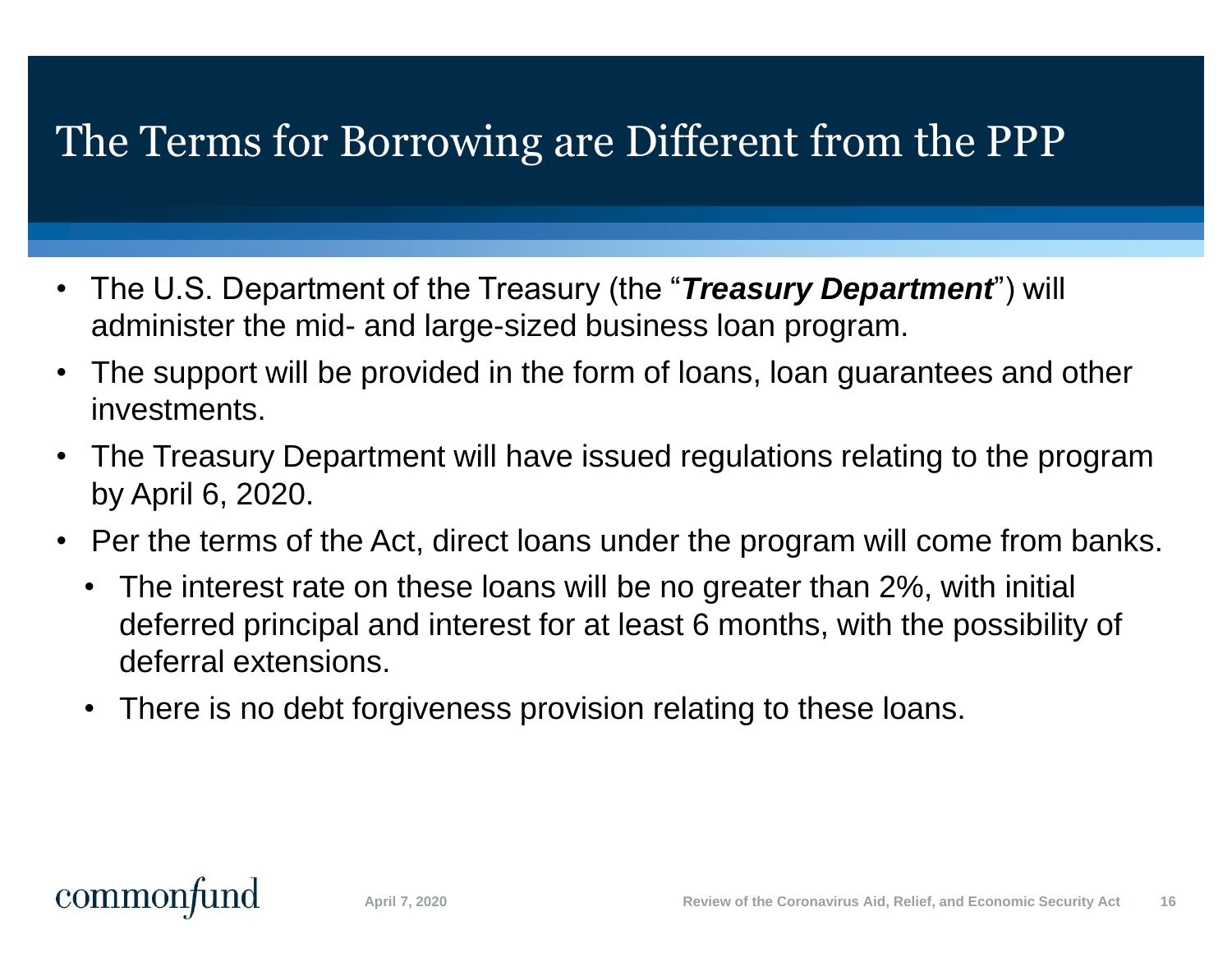# The Terms for Borrowing are Different from the PPP

- The U.S. Department of the Treasury (the "***Treasury Department***") will administer the mid- and large-sized business loan program.
- The support will be provided in the form of loans, loan guarantees and other investments.
- The Treasury Department will have issued regulations relating to the program by April 6, 2020.
- Per the terms of the Act, direct loans under the program will come from banks.
  - The interest rate on these loans will be no greater than 2%, with initial deferred principal and interest for at least 6 months, with the possibility of deferral extensions.
  - There is no debt forgiveness provision relating to these loans.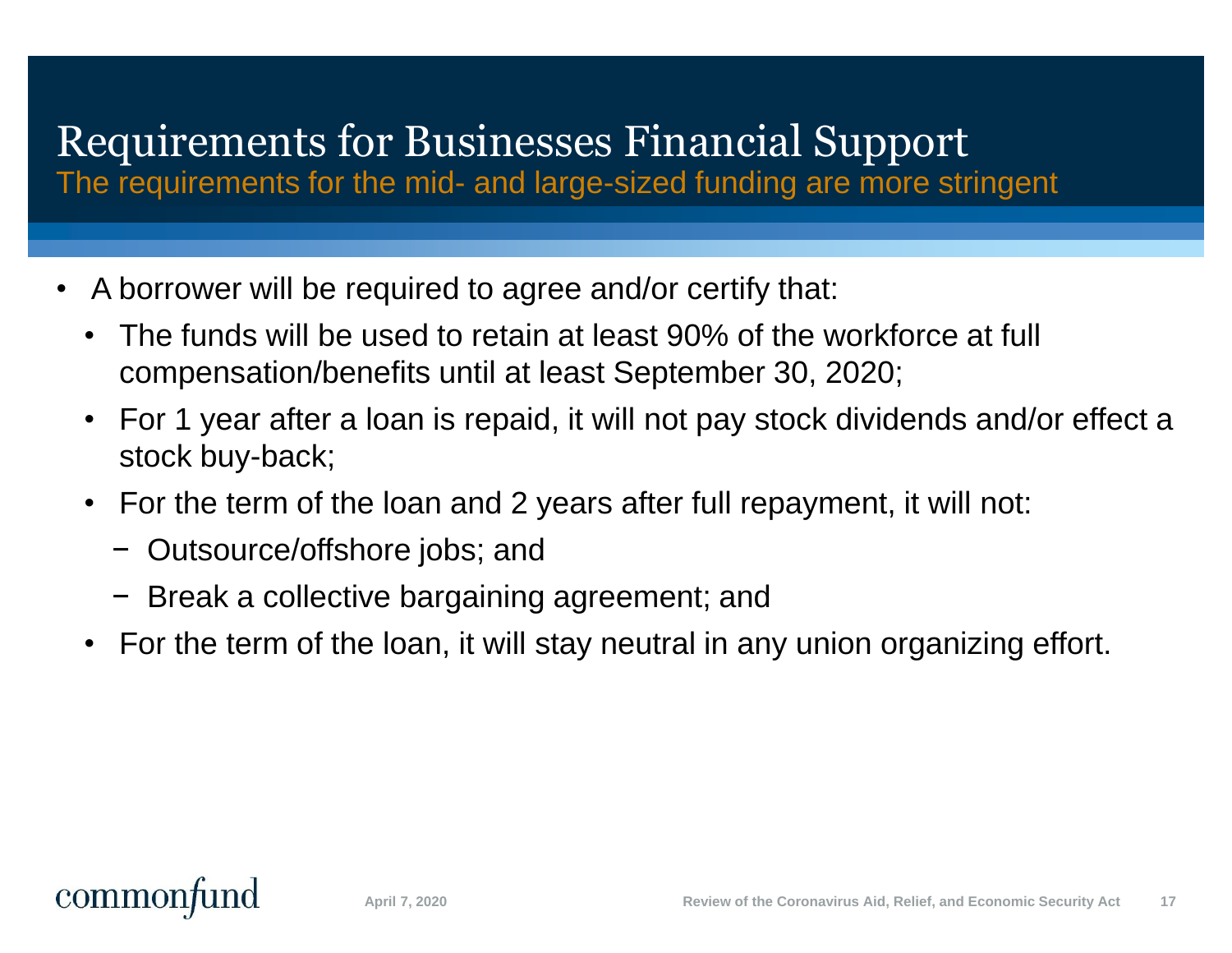# Requirements for Businesses Financial Support

## The requirements for the mid- and large-sized funding are more stringent

- A borrower will be required to agree and/or certify that:
  - The funds will be used to retain at least 90% of the workforce at full compensation/benefits until at least September 30, 2020;
  - For 1 year after a loan is repaid, it will not pay stock dividends and/or effect a stock buy-back;
  - For the term of the loan and 2 years after full repayment, it will not:
    - Outsource/offshore jobs; and
    - Break a collective bargaining agreement; and
  - For the term of the loan, it will stay neutral in any union organizing effort.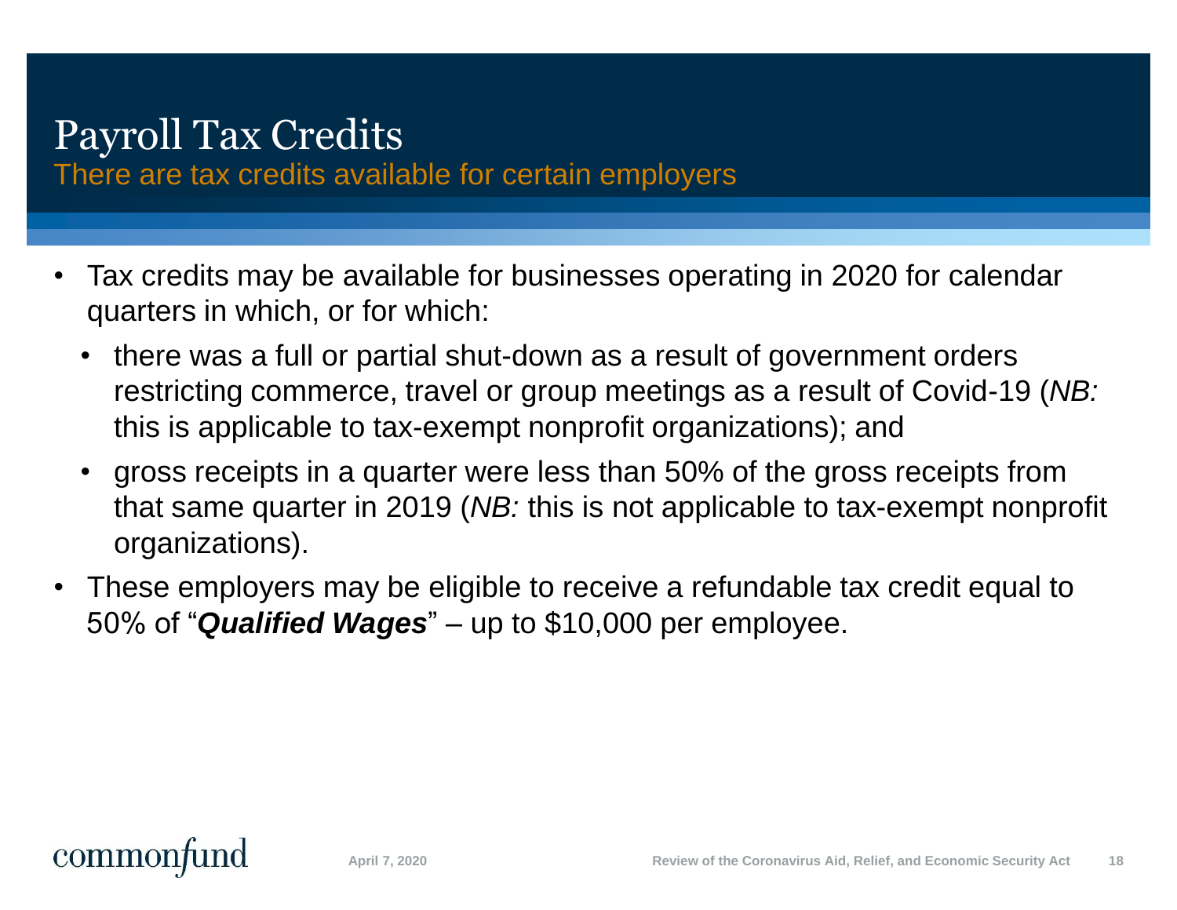# Payroll Tax Credits

## There are tax credits available for certain employers

- Tax credits may be available for businesses operating in 2020 for calendar quarters in which, or for which:
  - there was a full or partial shut-down as a result of government orders restricting commerce, travel or group meetings as a result of Covid-19 (*NB:* this is applicable to tax-exempt nonprofit organizations); and
  - gross receipts in a quarter were less than 50% of the gross receipts from that same quarter in 2019 (*NB:* this is not applicable to tax-exempt nonprofit organizations).
- These employers may be eligible to receive a refundable tax credit equal to 50% of "***Qualified Wages***" – up to $10,000 per employee.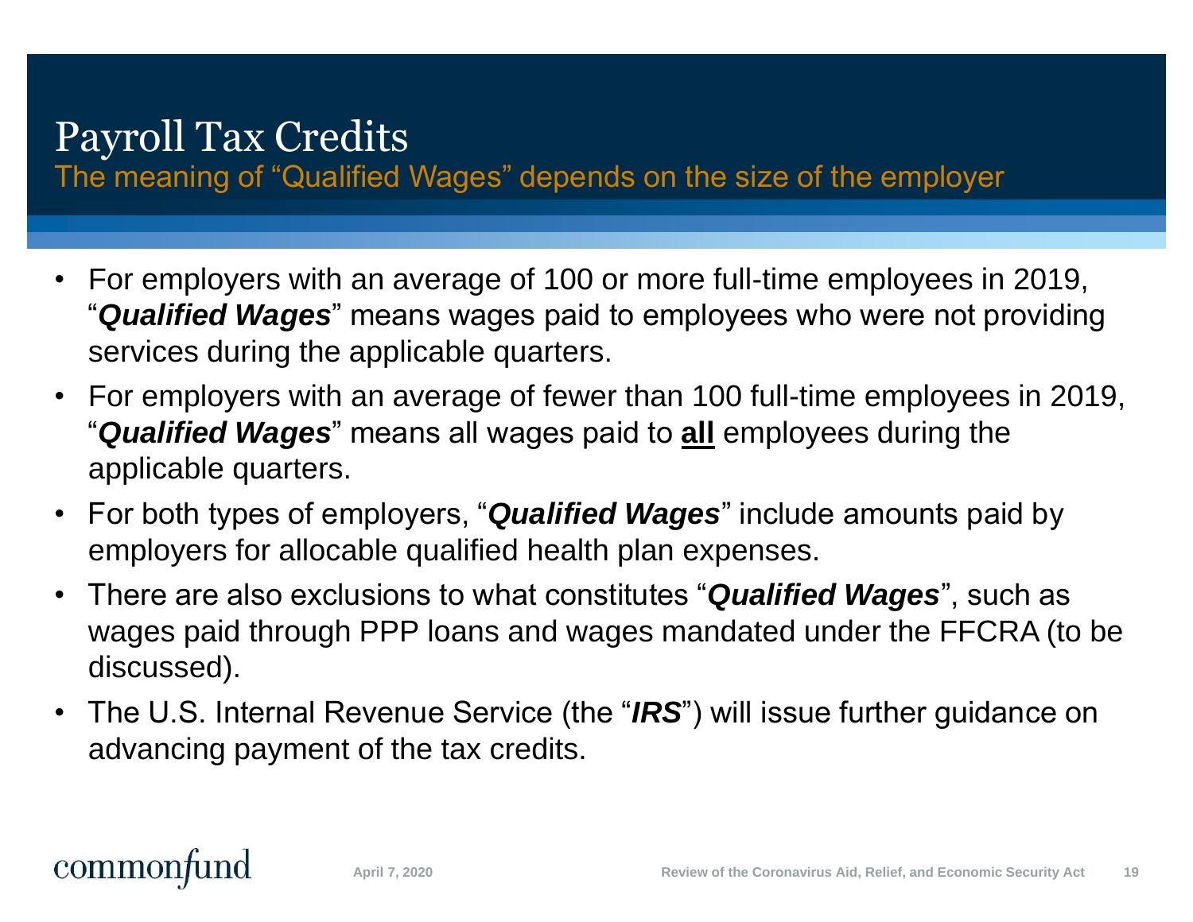# Payroll Tax Credits

## The meaning of "Qualified Wages" depends on the size of the employer

- For employers with an average of 100 or more full-time employees in 2019, "***Qualified Wages***" means wages paid to employees who were not providing services during the applicable quarters.
- For employers with an average of fewer than 100 full-time employees in 2019, "***Qualified Wages***" means all wages paid to **all** employees during the applicable quarters.
- For both types of employers, "***Qualified Wages***" include amounts paid by employers for allocable qualified health plan expenses.
- There are also exclusions to what constitutes "***Qualified Wages***", such as wages paid through PPP loans and wages mandated under the FFCRA (to be discussed).
- The U.S. Internal Revenue Service (the "***IRS***") will issue further guidance on advancing payment of the tax credits.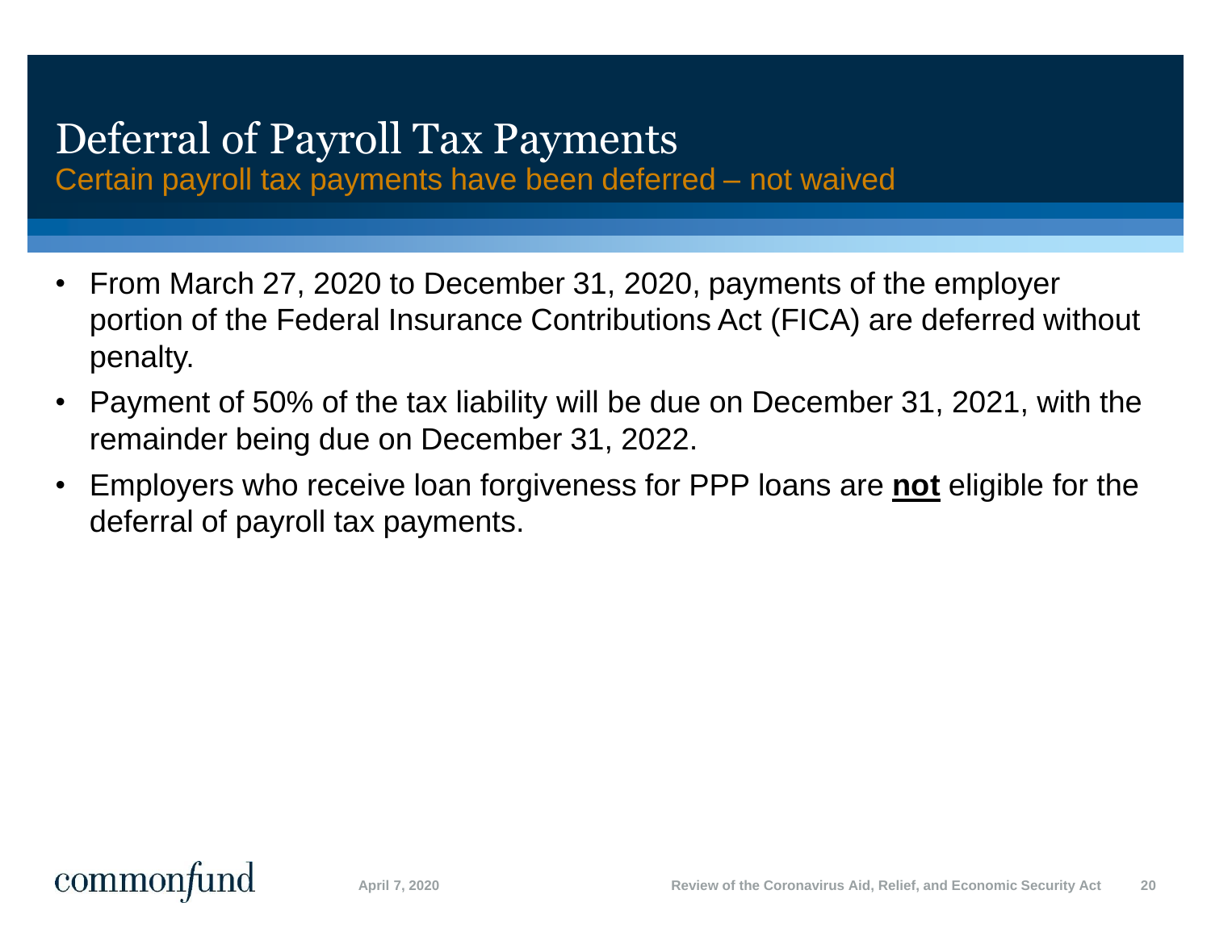# Deferral of Payroll Tax Payments

## Certain payroll tax payments have been deferred – not waived

- From March 27, 2020 to December 31, 2020, payments of the employer portion of the Federal Insurance Contributions Act (FICA) are deferred without penalty.
- Payment of 50% of the tax liability will be due on December 31, 2021, with the remainder being due on December 31, 2022.
- Employers who receive loan forgiveness for PPP loans are <u>**not**</u> eligible for the deferral of payroll tax payments.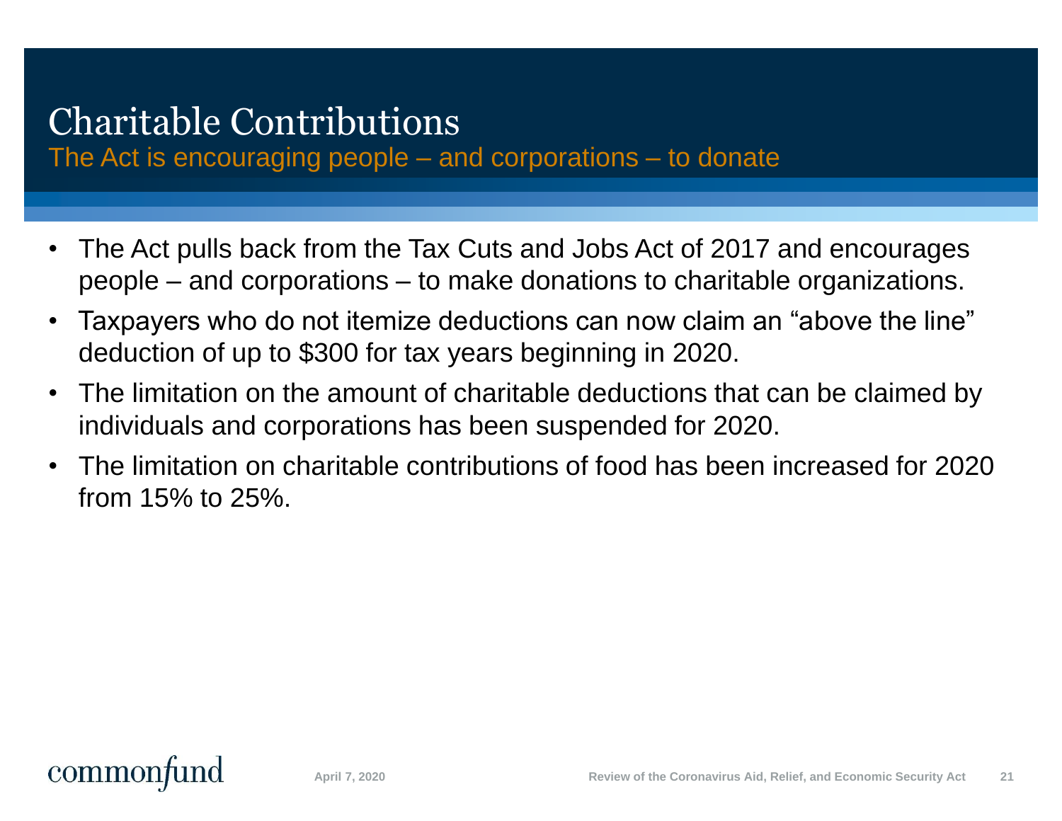# Charitable Contributions

## The Act is encouraging people – and corporations – to donate

- The Act pulls back from the Tax Cuts and Jobs Act of 2017 and encourages people – and corporations – to make donations to charitable organizations.
- Taxpayers who do not itemize deductions can now claim an "above the line" deduction of up to $300 for tax years beginning in 2020.
- The limitation on the amount of charitable deductions that can be claimed by individuals and corporations has been suspended for 2020.
- The limitation on charitable contributions of food has been increased for 2020 from 15% to 25%.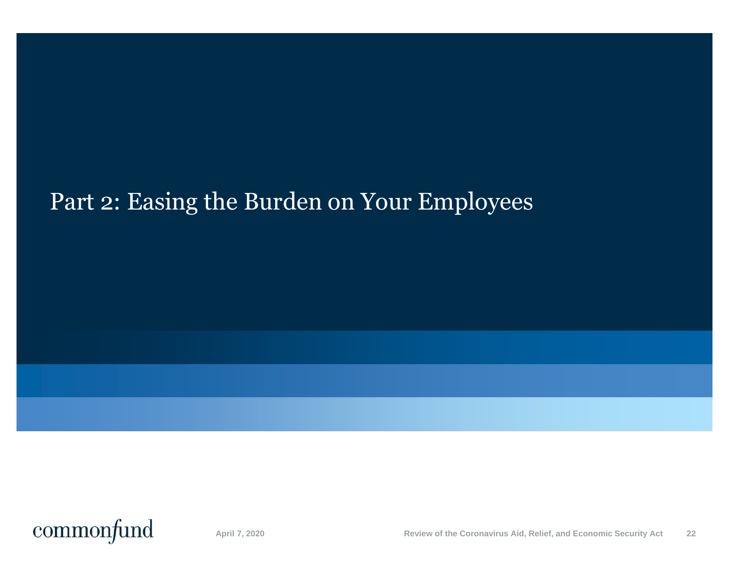# Part 2: Easing the Burden on Your Employees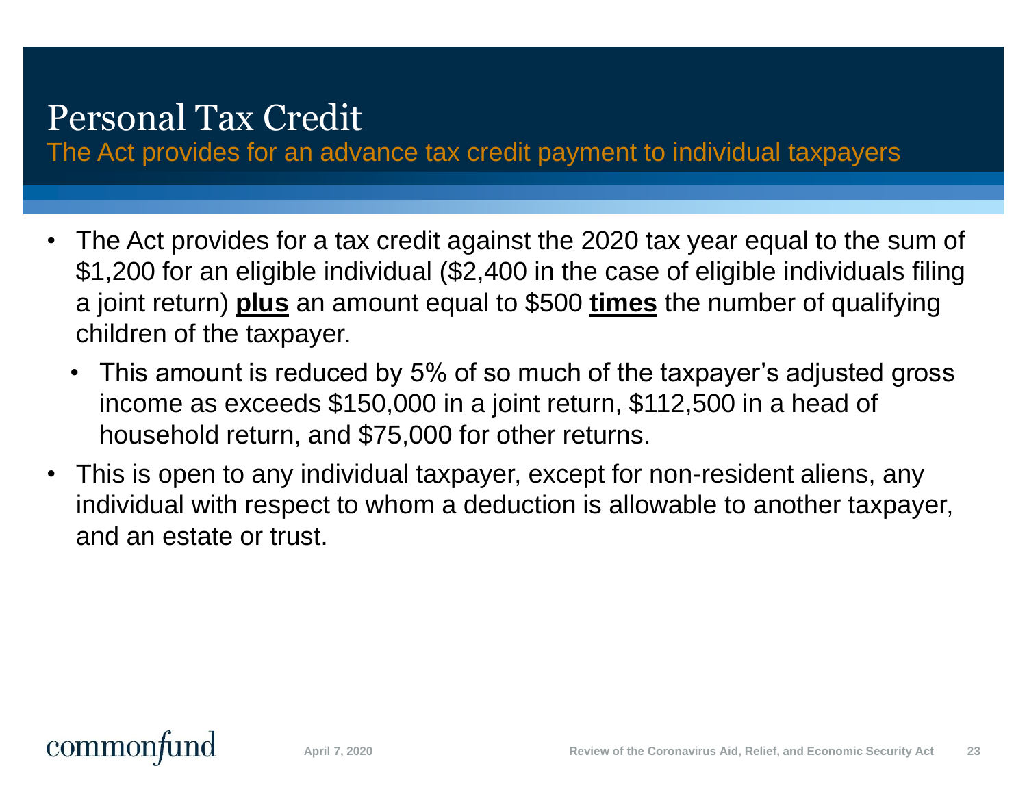# Personal Tax Credit

## The Act provides for an advance tax credit payment to individual taxpayers

- The Act provides for a tax credit against the 2020 tax year equal to the sum of $1,200 for an eligible individual ($2,400 in the case of eligible individuals filing a joint return) **plus** an amount equal to $500 **times** the number of qualifying children of the taxpayer.
  - This amount is reduced by 5% of so much of the taxpayer's adjusted gross income as exceeds $150,000 in a joint return, $112,500 in a head of household return, and $75,000 for other returns.
- This is open to any individual taxpayer, except for non-resident aliens, any individual with respect to whom a deduction is allowable to another taxpayer, and an estate or trust.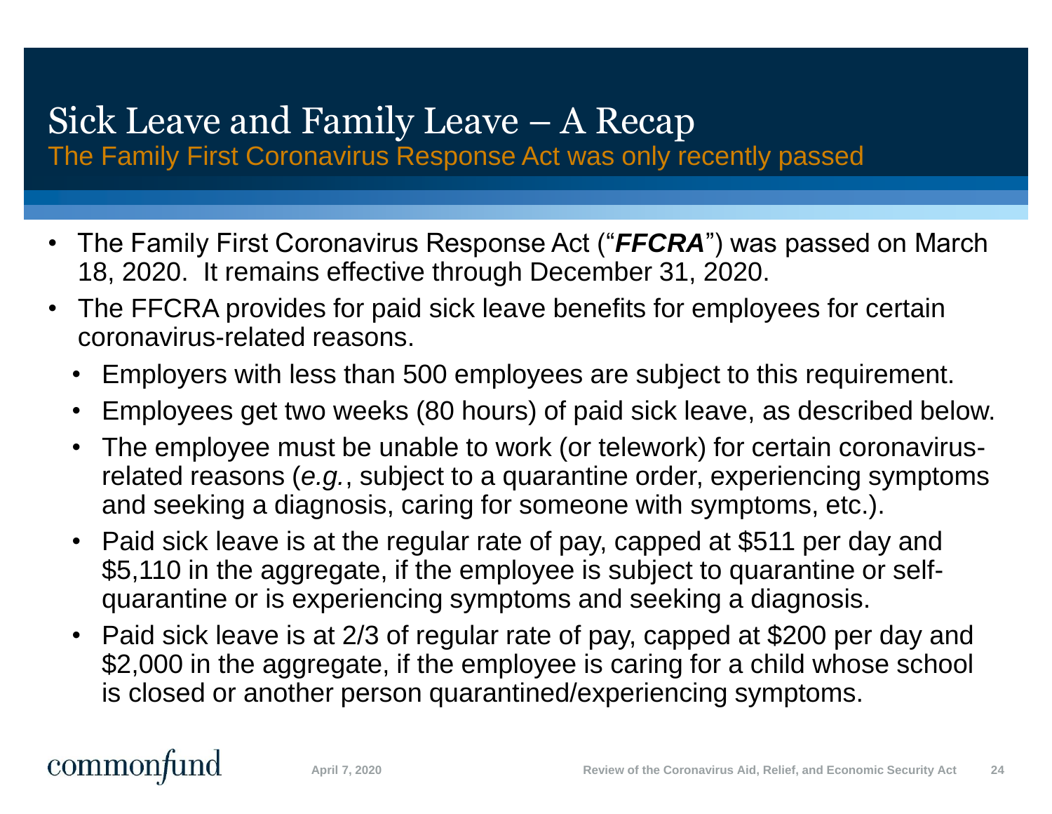# Sick Leave and Family Leave – A Recap

## The Family First Coronavirus Response Act was only recently passed

- The Family First Coronavirus Response Act ("***FFCRA***") was passed on March 18, 2020. It remains effective through December 31, 2020.
- The FFCRA provides for paid sick leave benefits for employees for certain coronavirus-related reasons.
  - Employers with less than 500 employees are subject to this requirement.
  - Employees get two weeks (80 hours) of paid sick leave, as described below.
  - The employee must be unable to work (or telework) for certain coronavirus-related reasons (*e.g.*, subject to a quarantine order, experiencing symptoms and seeking a diagnosis, caring for someone with symptoms, etc.).
  - Paid sick leave is at the regular rate of pay, capped at $511 per day and $5,110 in the aggregate, if the employee is subject to quarantine or self-quarantine or is experiencing symptoms and seeking a diagnosis.
  - Paid sick leave is at 2/3 of regular rate of pay, capped at $200 per day and $2,000 in the aggregate, if the employee is caring for a child whose school is closed or another person quarantined/experiencing symptoms.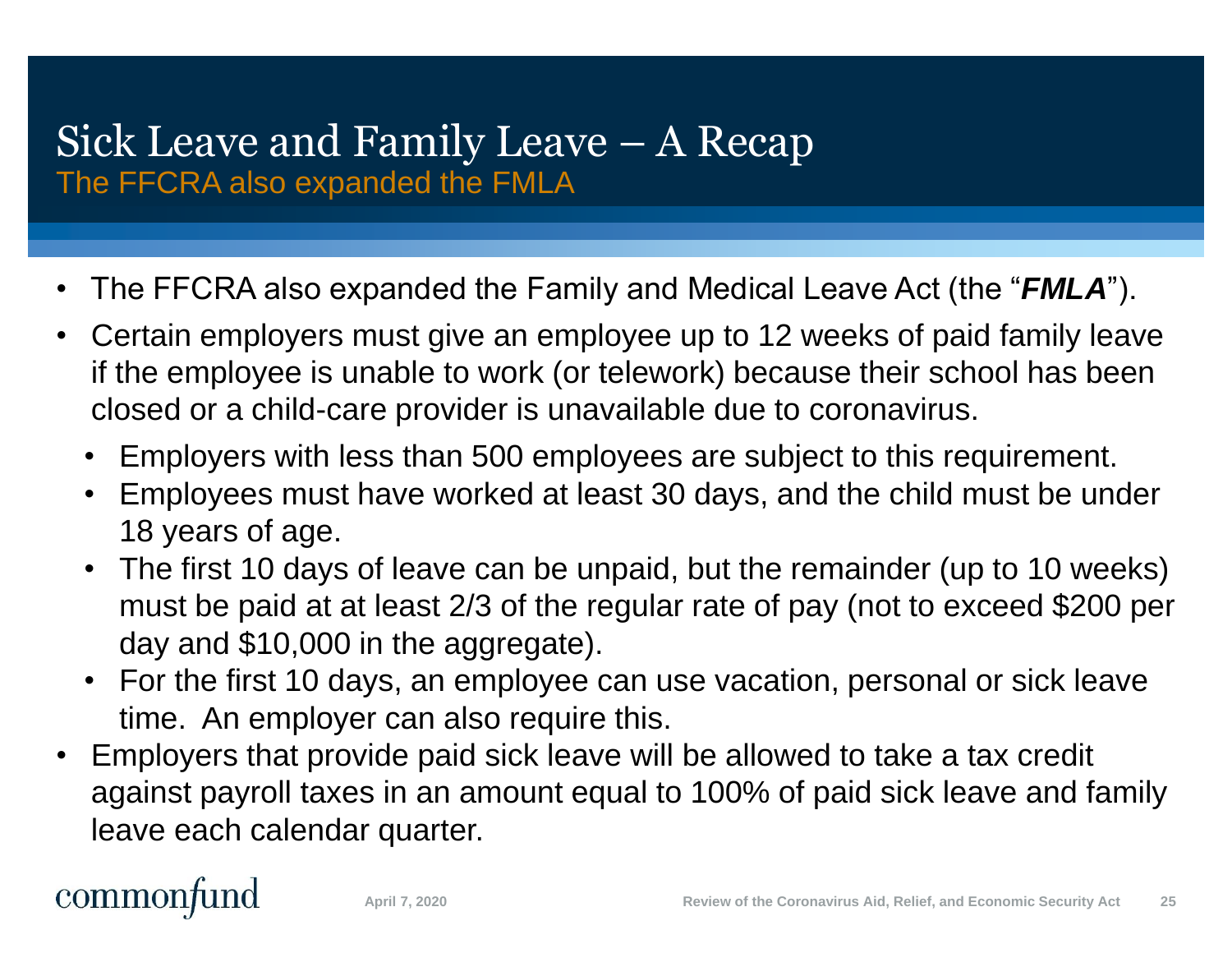# Sick Leave and Family Leave – A Recap

## The FFCRA also expanded the FMLA

- The FFCRA also expanded the Family and Medical Leave Act (the "***FMLA***").
- Certain employers must give an employee up to 12 weeks of paid family leave if the employee is unable to work (or telework) because their school has been closed or a child-care provider is unavailable due to coronavirus.
  - Employers with less than 500 employees are subject to this requirement.
  - Employees must have worked at least 30 days, and the child must be under 18 years of age.
  - The first 10 days of leave can be unpaid, but the remainder (up to 10 weeks) must be paid at at least 2/3 of the regular rate of pay (not to exceed $200 per day and $10,000 in the aggregate).
  - For the first 10 days, an employee can use vacation, personal or sick leave time. An employer can also require this.
- Employers that provide paid sick leave will be allowed to take a tax credit against payroll taxes in an amount equal to 100% of paid sick leave and family leave each calendar quarter.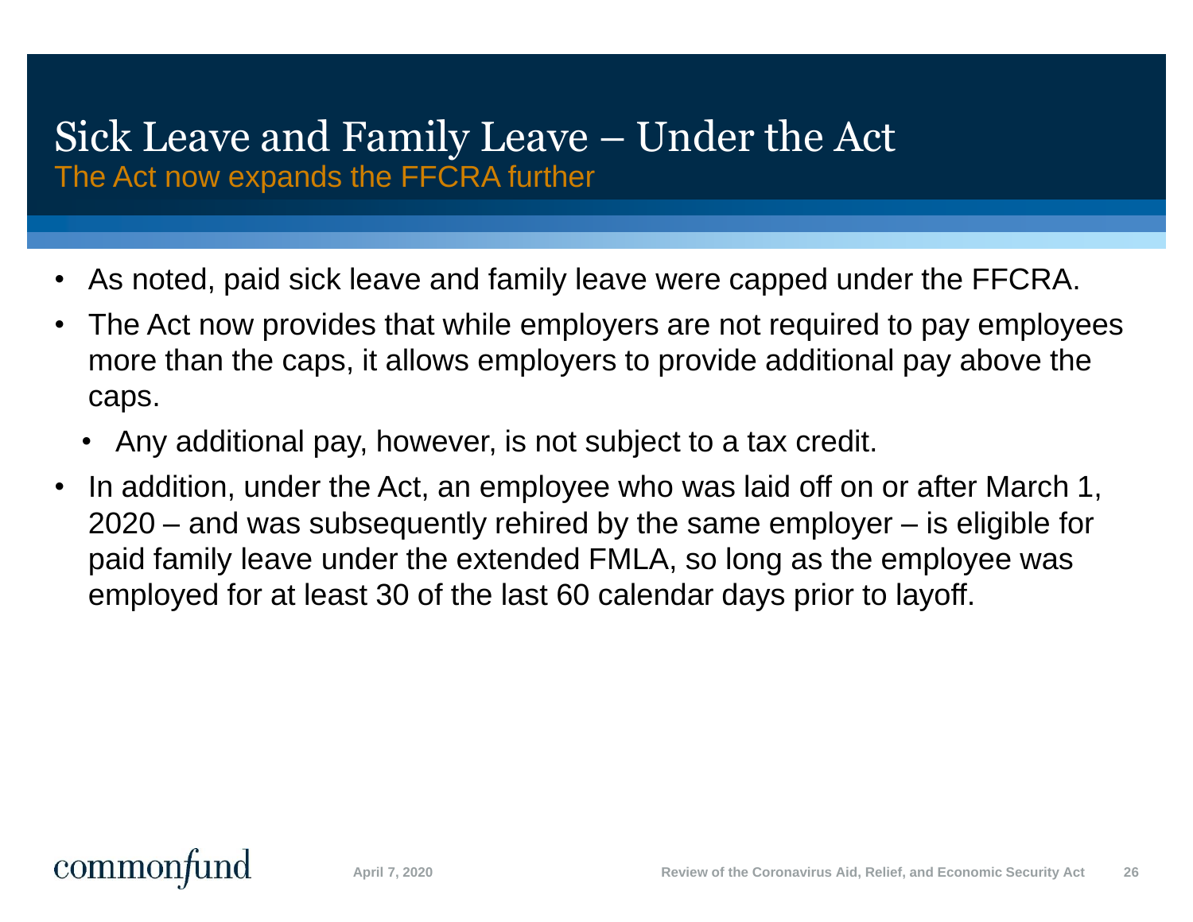# Sick Leave and Family Leave – Under the Act

## The Act now expands the FFCRA further

- As noted, paid sick leave and family leave were capped under the FFCRA.
- The Act now provides that while employers are not required to pay employees more than the caps, it allows employers to provide additional pay above the caps.
  - Any additional pay, however, is not subject to a tax credit.
- In addition, under the Act, an employee who was laid off on or after March 1, 2020 – and was subsequently rehired by the same employer – is eligible for paid family leave under the extended FMLA, so long as the employee was employed for at least 30 of the last 60 calendar days prior to layoff.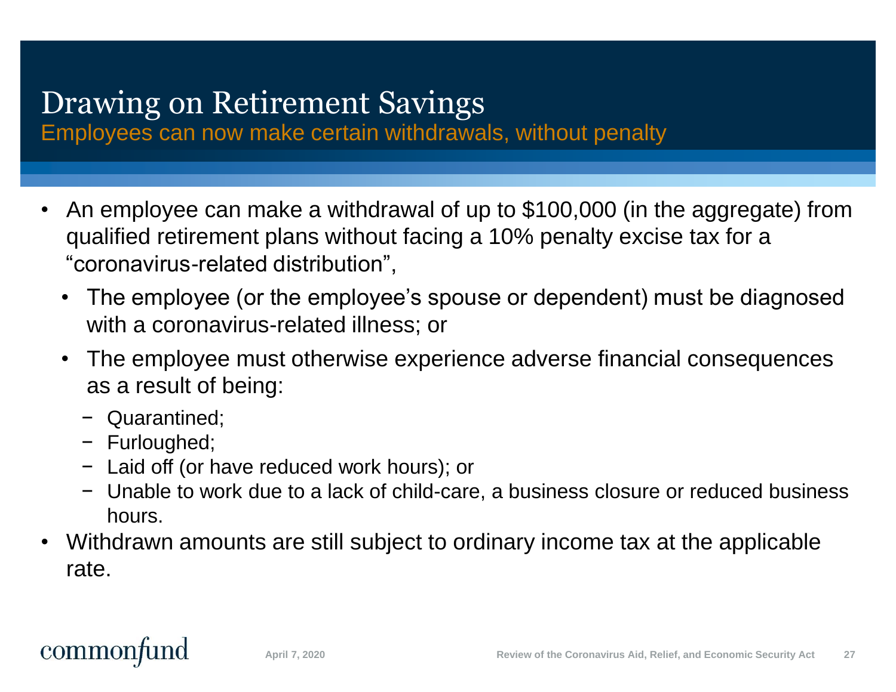# Drawing on Retirement Savings

## Employees can now make certain withdrawals, without penalty

- An employee can make a withdrawal of up to $100,000 (in the aggregate) from qualified retirement plans without facing a 10% penalty excise tax for a "coronavirus-related distribution",
  - The employee (or the employee's spouse or dependent) must be diagnosed with a coronavirus-related illness; or
  - The employee must otherwise experience adverse financial consequences as a result of being:
    - Quarantined;
    - Furloughed;
    - Laid off (or have reduced work hours); or
    - Unable to work due to a lack of child-care, a business closure or reduced business hours.
- Withdrawn amounts are still subject to ordinary income tax at the applicable rate.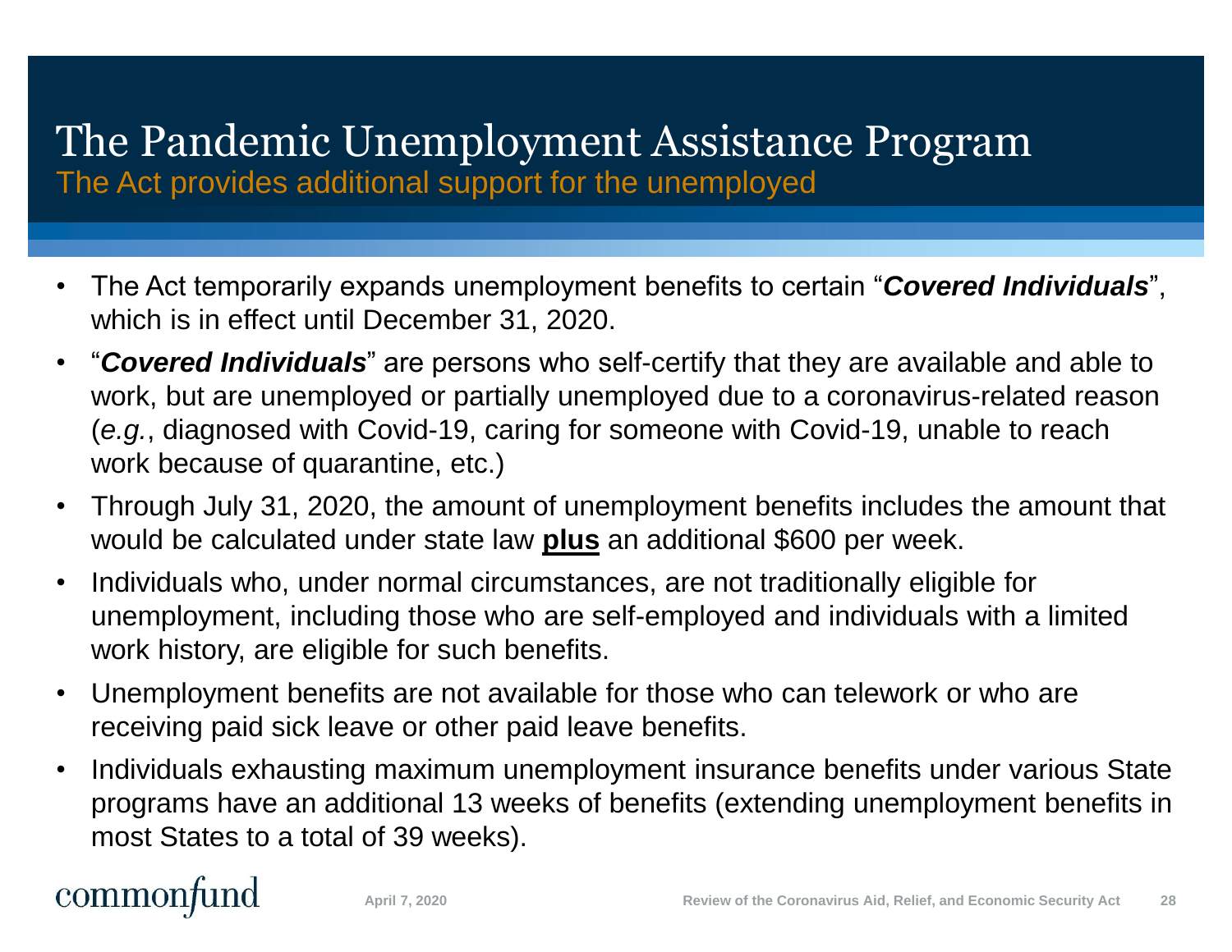# The Pandemic Unemployment Assistance Program

## The Act provides additional support for the unemployed

- The Act temporarily expands unemployment benefits to certain "***Covered Individuals***", which is in effect until December 31, 2020.
- "***Covered Individuals***" are persons who self-certify that they are available and able to work, but are unemployed or partially unemployed due to a coronavirus-related reason (*e.g.*, diagnosed with Covid-19, caring for someone with Covid-19, unable to reach work because of quarantine, etc.)
- Through July 31, 2020, the amount of unemployment benefits includes the amount that would be calculated under state law **plus** an additional $600 per week.
- Individuals who, under normal circumstances, are not traditionally eligible for unemployment, including those who are self-employed and individuals with a limited work history, are eligible for such benefits.
- Unemployment benefits are not available for those who can telework or who are receiving paid sick leave or other paid leave benefits.
- Individuals exhausting maximum unemployment insurance benefits under various State programs have an additional 13 weeks of benefits (extending unemployment benefits in most States to a total of 39 weeks).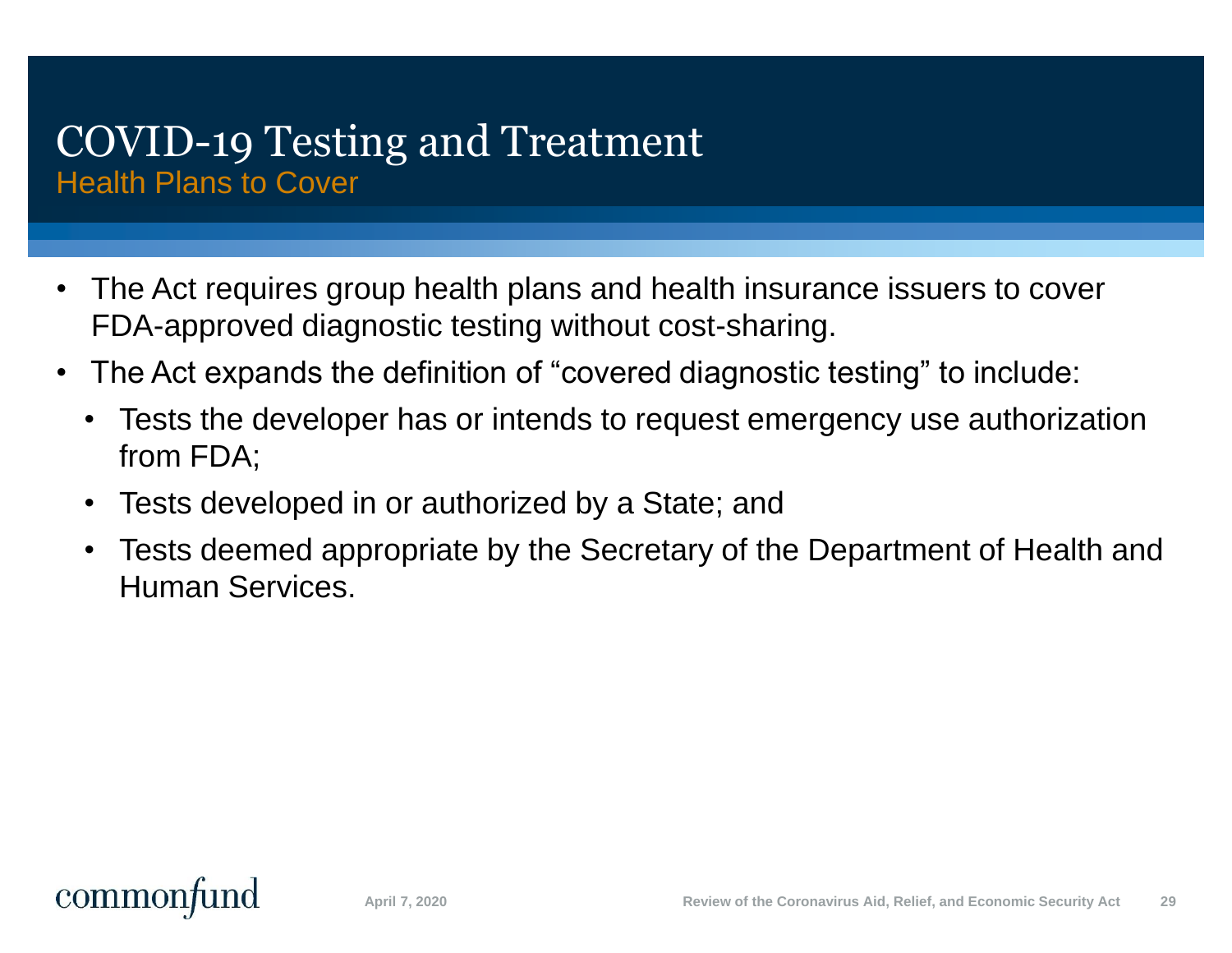# COVID-19 Testing and Treatment

## Health Plans to Cover

- The Act requires group health plans and health insurance issuers to cover FDA-approved diagnostic testing without cost-sharing.
- The Act expands the definition of "covered diagnostic testing" to include:
  - Tests the developer has or intends to request emergency use authorization from FDA;
  - Tests developed in or authorized by a State; and
  - Tests deemed appropriate by the Secretary of the Department of Health and Human Services.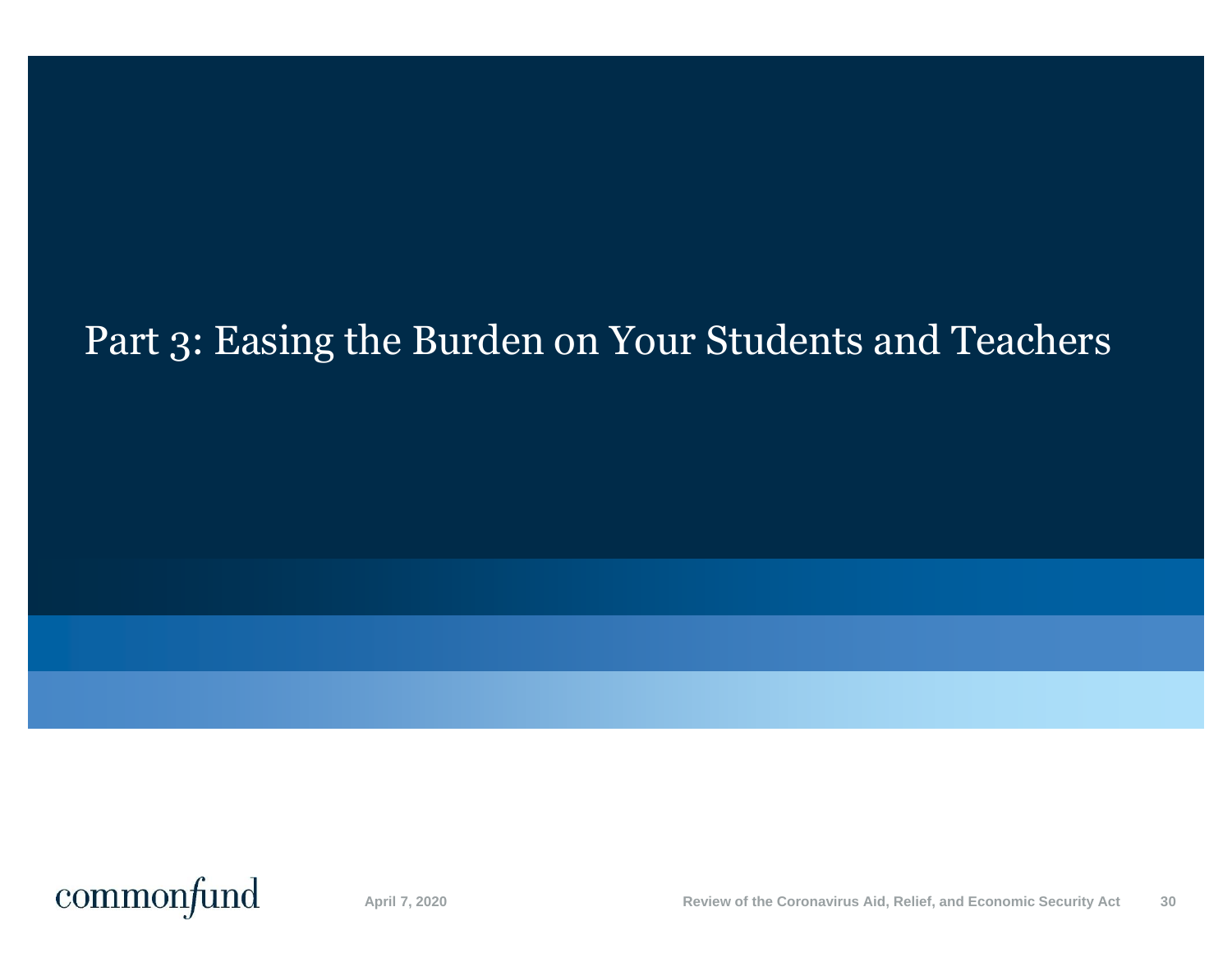# Part 3: Easing the Burden on Your Students and Teachers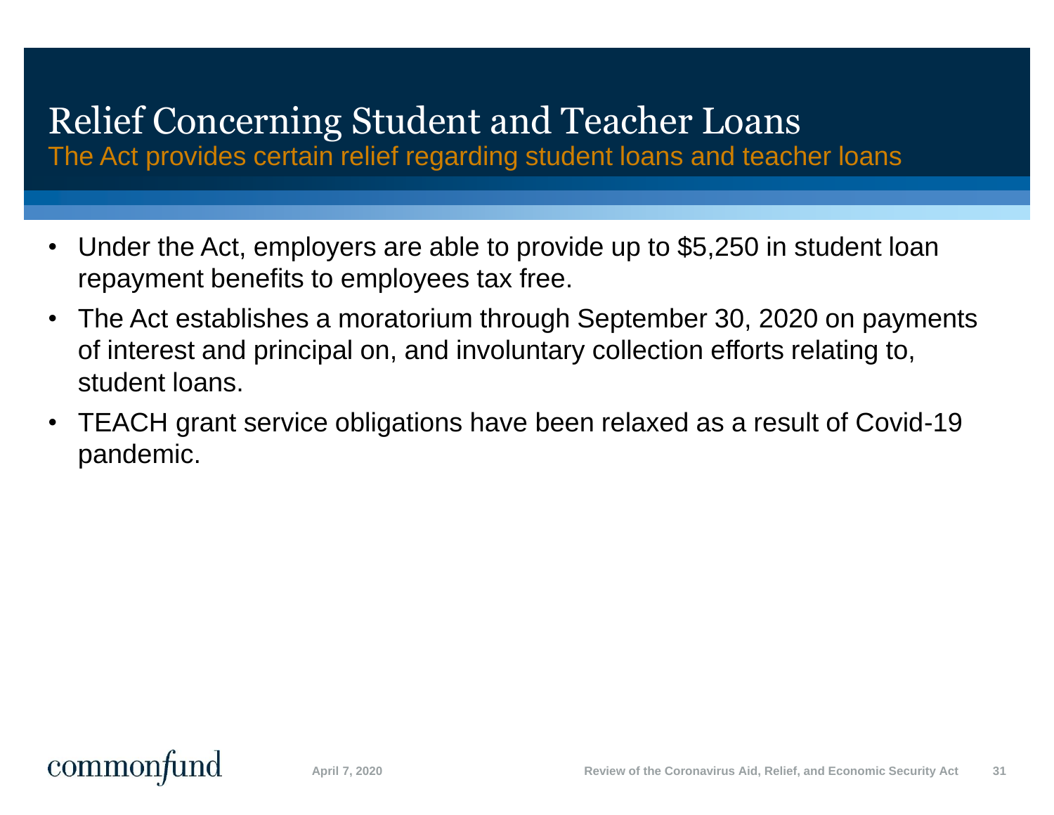# Relief Concerning Student and Teacher Loans

The Act provides certain relief regarding student loans and teacher loans

- Under the Act, employers are able to provide up to $5,250 in student loan repayment benefits to employees tax free.
- The Act establishes a moratorium through September 30, 2020 on payments of interest and principal on, and involuntary collection efforts relating to, student loans.
- TEACH grant service obligations have been relaxed as a result of Covid-19 pandemic.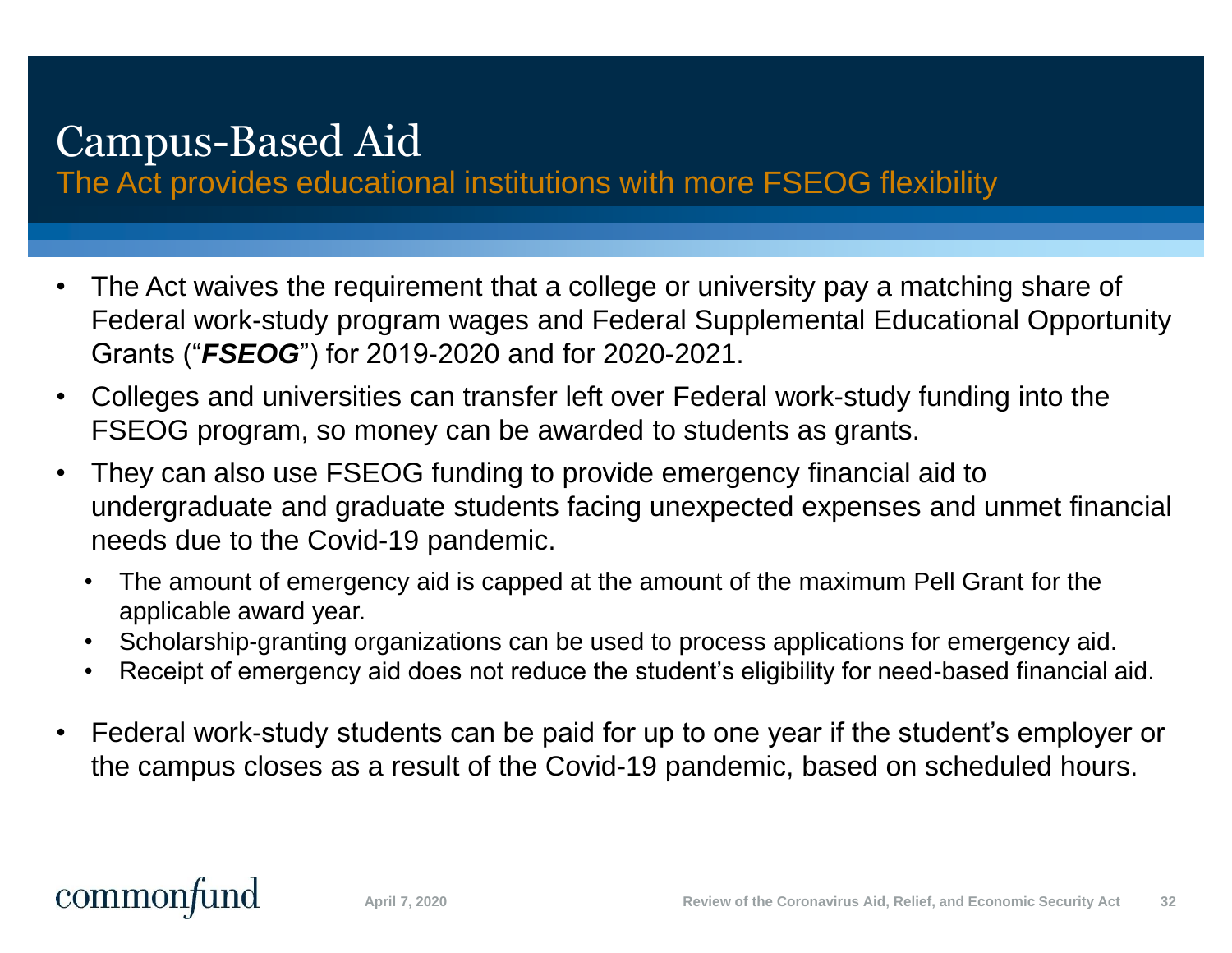# Campus-Based Aid

## The Act provides educational institutions with more FSEOG flexibility

- The Act waives the requirement that a college or university pay a matching share of Federal work-study program wages and Federal Supplemental Educational Opportunity Grants ("***FSEOG***") for 2019-2020 and for 2020-2021.
- Colleges and universities can transfer left over Federal work-study funding into the FSEOG program, so money can be awarded to students as grants.
- They can also use FSEOG funding to provide emergency financial aid to undergraduate and graduate students facing unexpected expenses and unmet financial needs due to the Covid-19 pandemic.
  - The amount of emergency aid is capped at the amount of the maximum Pell Grant for the applicable award year.
  - Scholarship-granting organizations can be used to process applications for emergency aid.
  - Receipt of emergency aid does not reduce the student's eligibility for need-based financial aid.
- Federal work-study students can be paid for up to one year if the student's employer or the campus closes as a result of the Covid-19 pandemic, based on scheduled hours.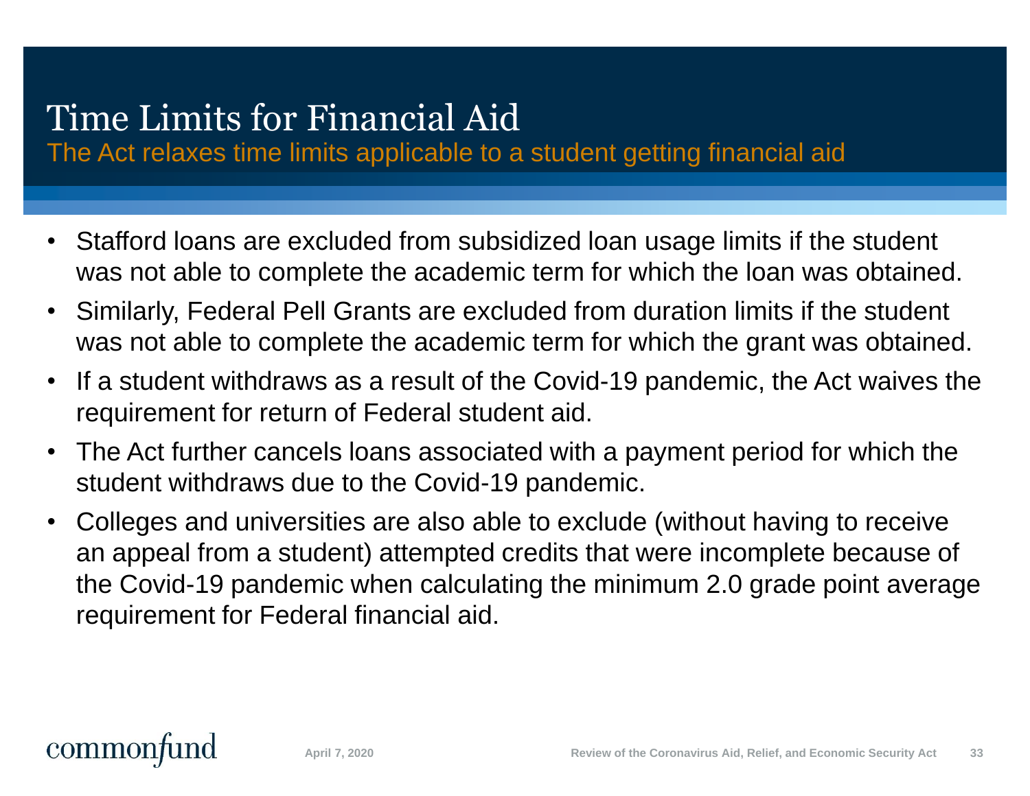# Time Limits for Financial Aid

## The Act relaxes time limits applicable to a student getting financial aid

- Stafford loans are excluded from subsidized loan usage limits if the student was not able to complete the academic term for which the loan was obtained.
- Similarly, Federal Pell Grants are excluded from duration limits if the student was not able to complete the academic term for which the grant was obtained.
- If a student withdraws as a result of the Covid-19 pandemic, the Act waives the requirement for return of Federal student aid.
- The Act further cancels loans associated with a payment period for which the student withdraws due to the Covid-19 pandemic.
- Colleges and universities are also able to exclude (without having to receive an appeal from a student) attempted credits that were incomplete because of the Covid-19 pandemic when calculating the minimum 2.0 grade point average requirement for Federal financial aid.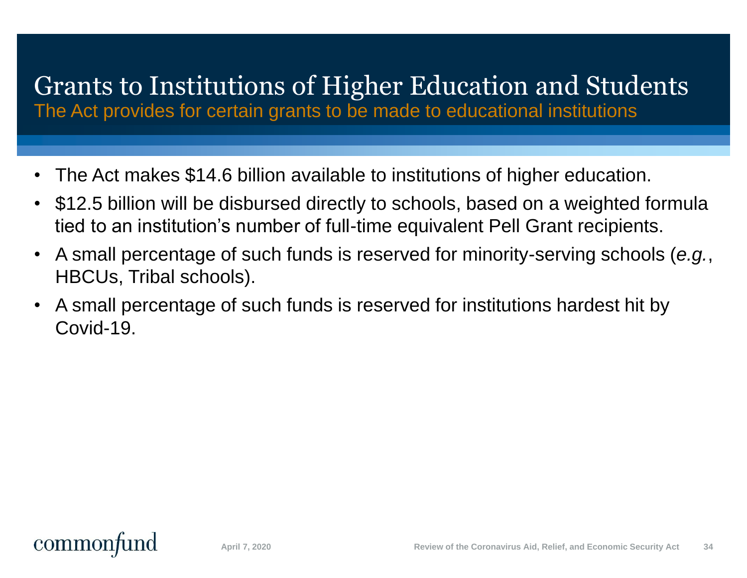# Grants to Institutions of Higher Education and Students

## The Act provides for certain grants to be made to educational institutions

- The Act makes $14.6 billion available to institutions of higher education.
- $12.5 billion will be disbursed directly to schools, based on a weighted formula tied to an institution's number of full-time equivalent Pell Grant recipients.
- A small percentage of such funds is reserved for minority-serving schools (*e.g.*, HBCUs, Tribal schools).
- A small percentage of such funds is reserved for institutions hardest hit by Covid-19.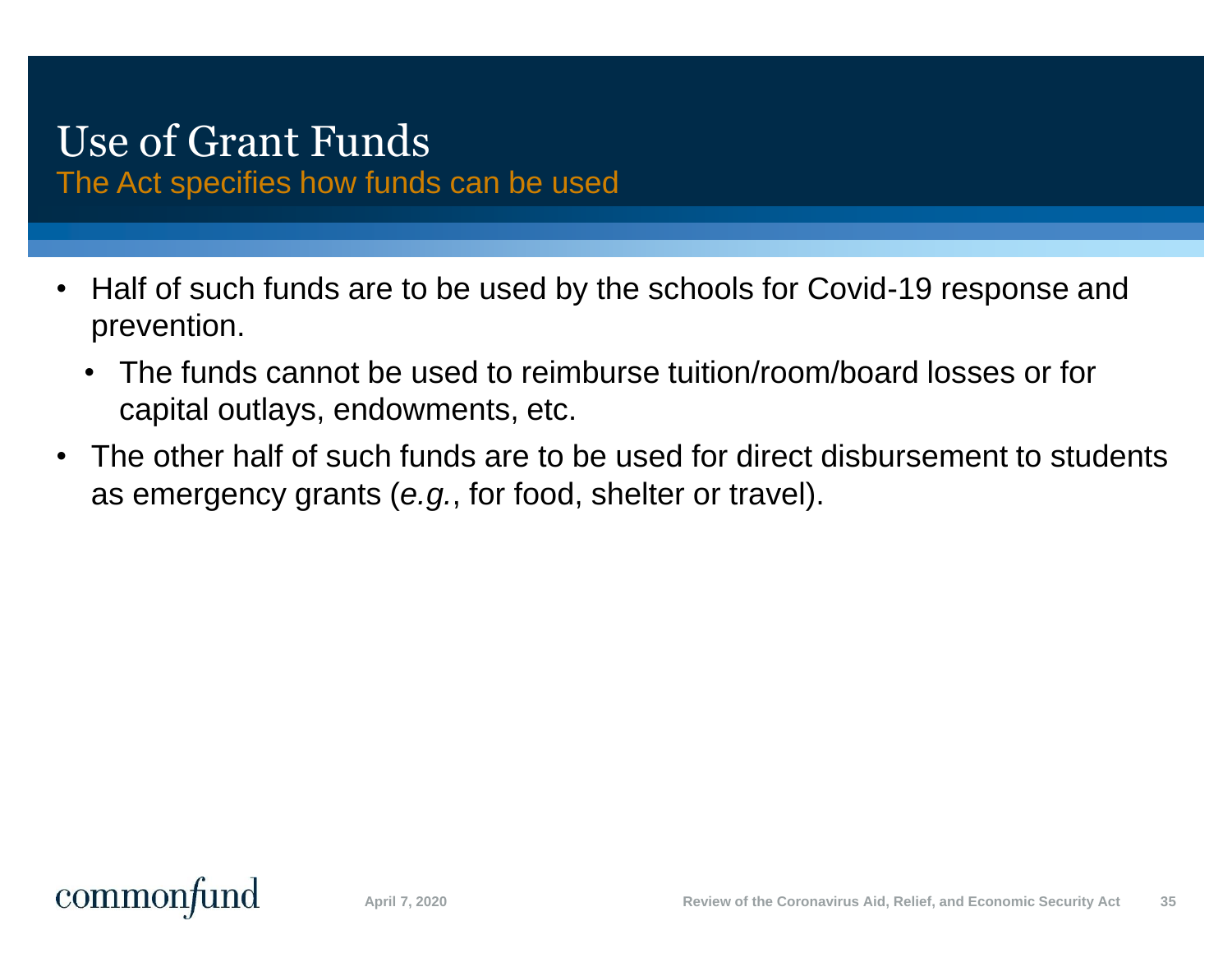# Use of Grant Funds

## The Act specifies how funds can be used

- Half of such funds are to be used by the schools for Covid-19 response and prevention.
  - The funds cannot be used to reimburse tuition/room/board losses or for capital outlays, endowments, etc.
- The other half of such funds are to be used for direct disbursement to students as emergency grants (*e.g.*, for food, shelter or travel).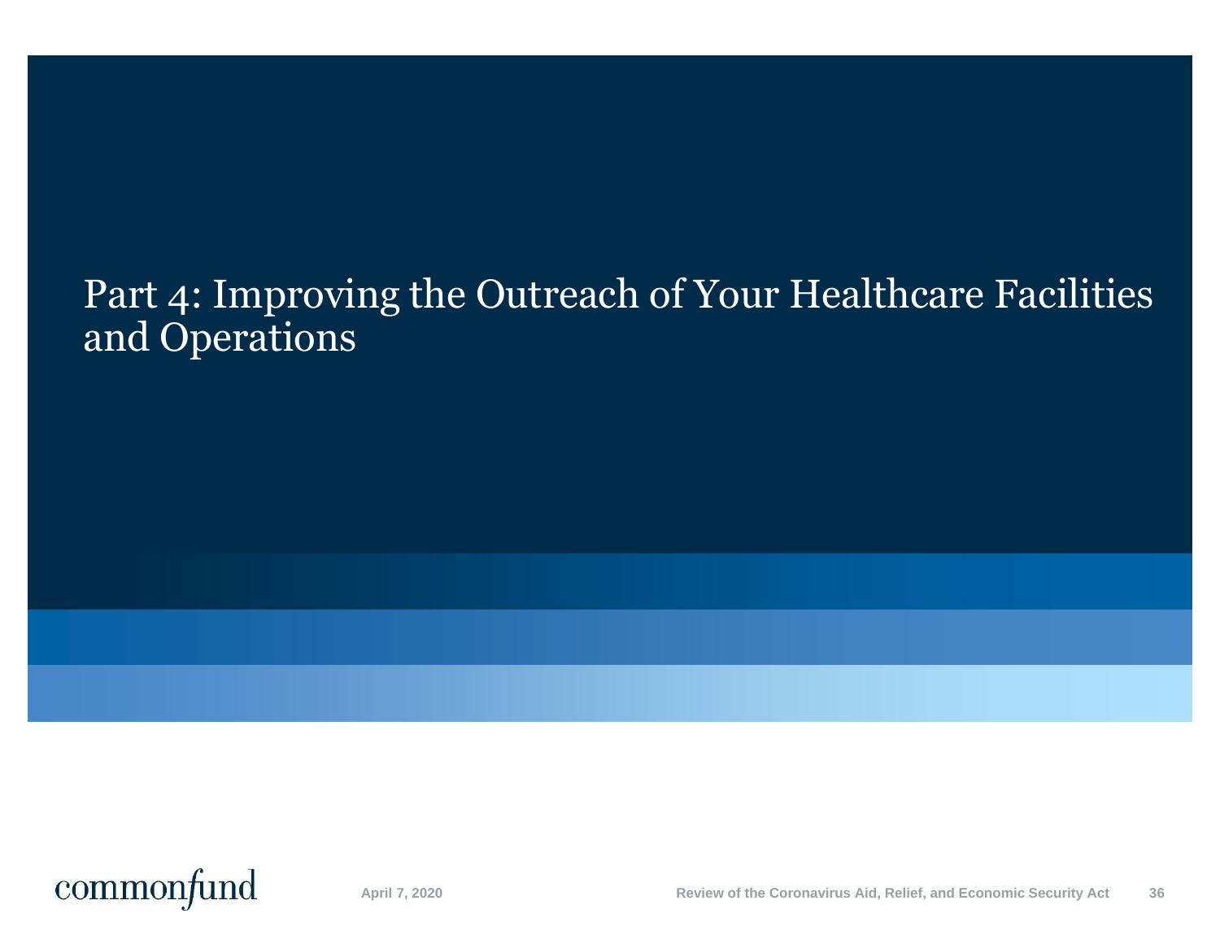# Part 4: Improving the Outreach of Your Healthcare Facilities and Operations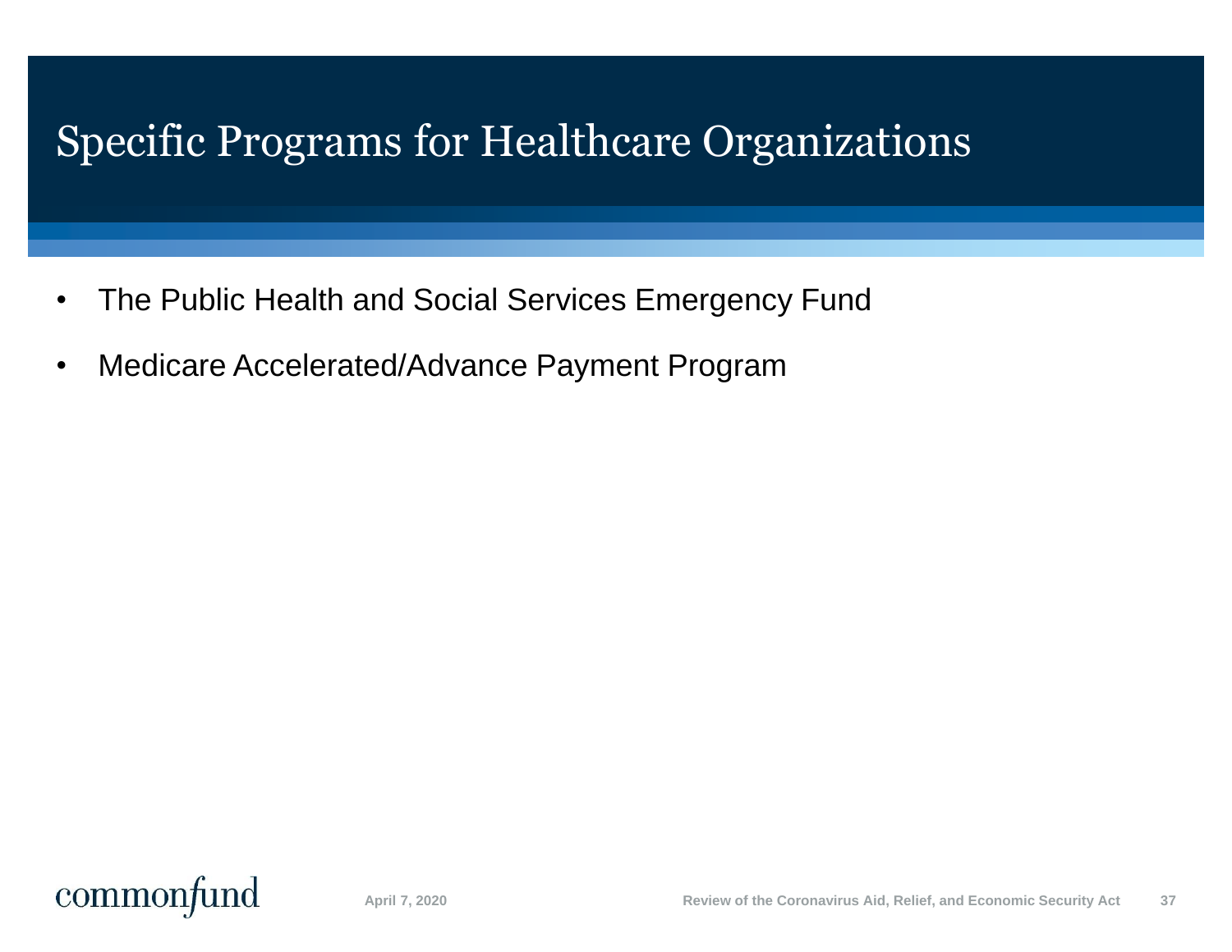# Specific Programs for Healthcare Organizations

- The Public Health and Social Services Emergency Fund
- Medicare Accelerated/Advance Payment Program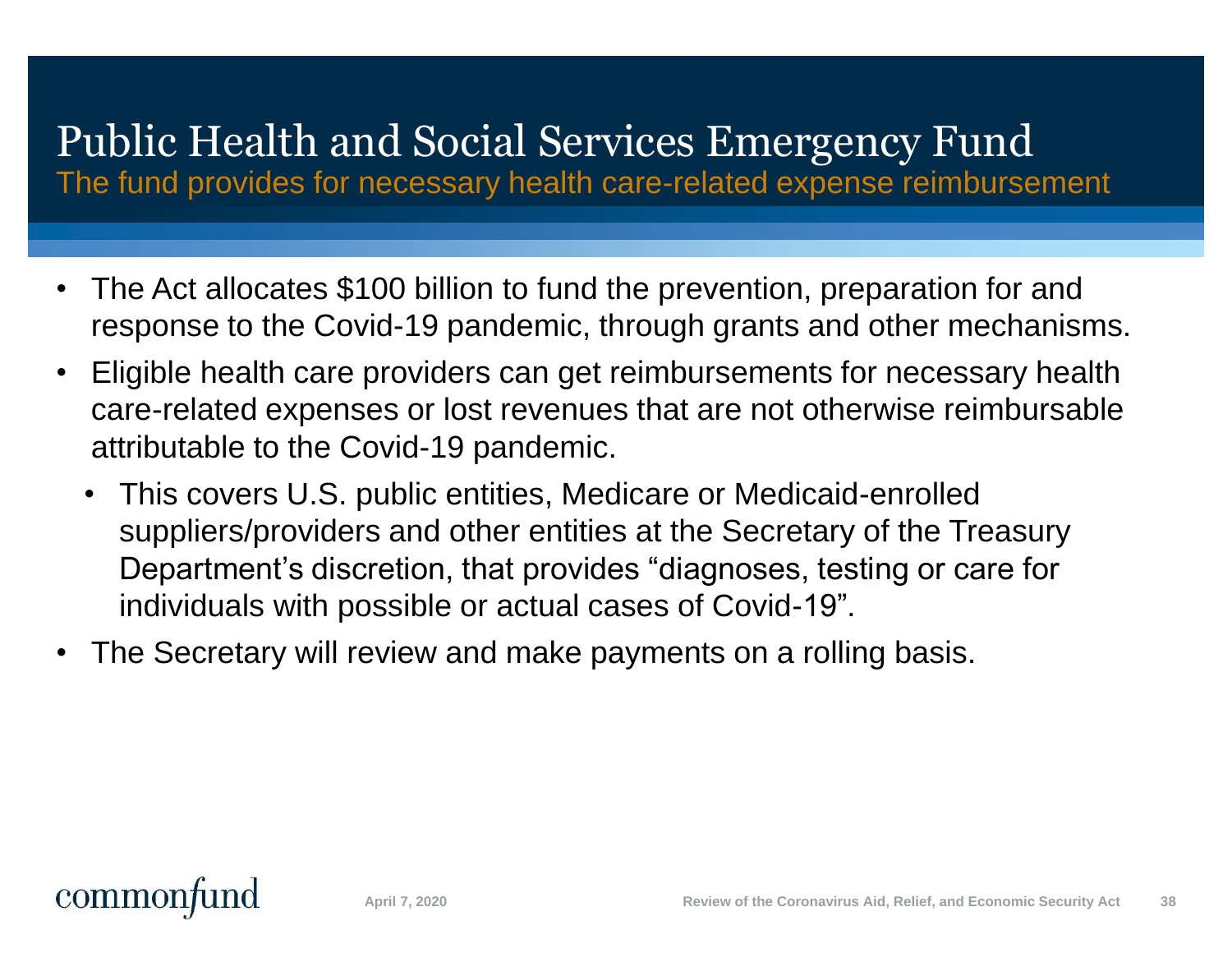# Public Health and Social Services Emergency Fund

## The fund provides for necessary health care-related expense reimbursement

- The Act allocates $100 billion to fund the prevention, preparation for and response to the Covid-19 pandemic, through grants and other mechanisms.
- Eligible health care providers can get reimbursements for necessary health care-related expenses or lost revenues that are not otherwise reimbursable attributable to the Covid-19 pandemic.
  - This covers U.S. public entities, Medicare or Medicaid-enrolled suppliers/providers and other entities at the Secretary of the Treasury Department's discretion, that provides "diagnoses, testing or care for individuals with possible or actual cases of Covid-19".
- The Secretary will review and make payments on a rolling basis.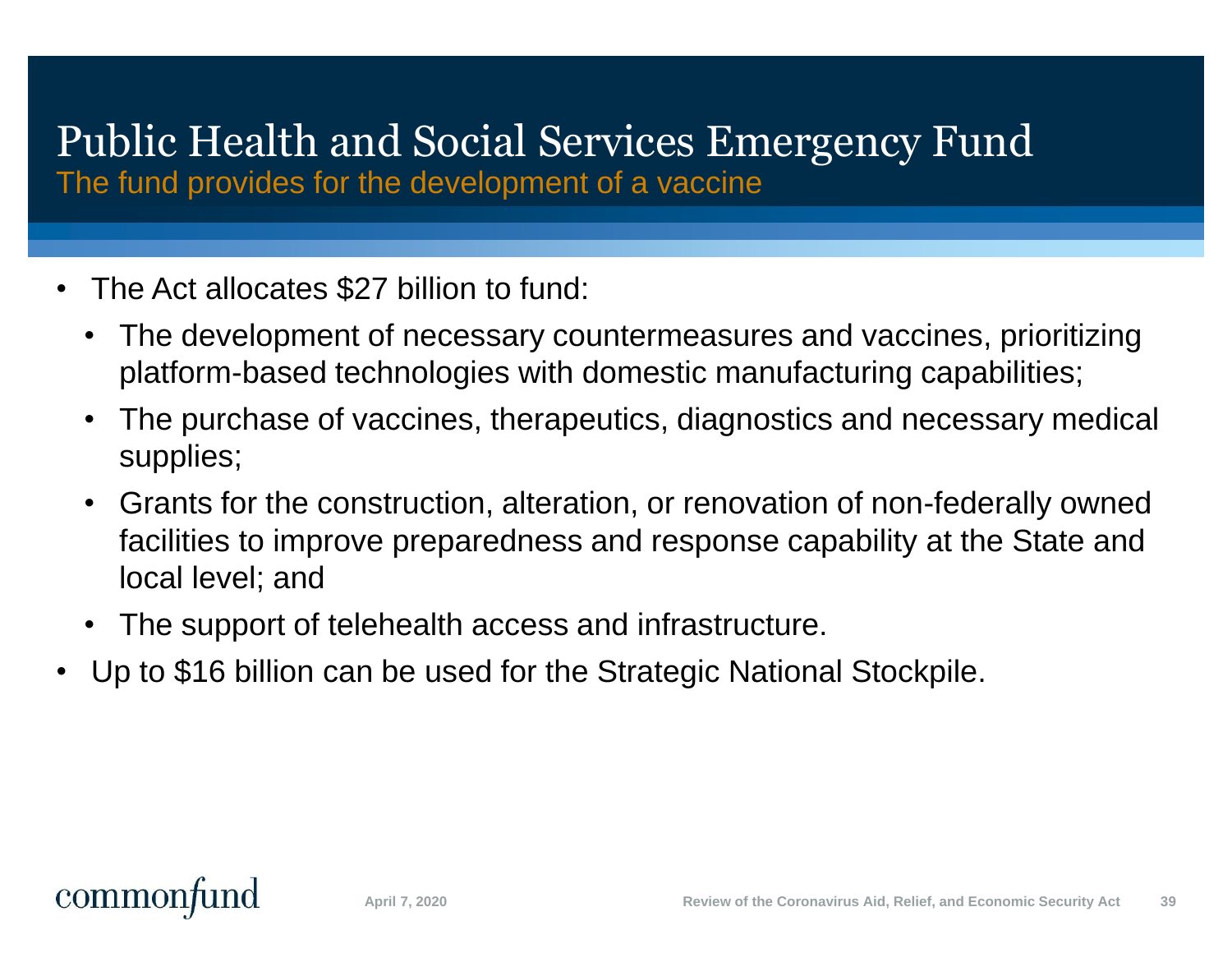# Public Health and Social Services Emergency Fund

## The fund provides for the development of a vaccine

- The Act allocates $27 billion to fund:
  - The development of necessary countermeasures and vaccines, prioritizing platform-based technologies with domestic manufacturing capabilities;
  - The purchase of vaccines, therapeutics, diagnostics and necessary medical supplies;
  - Grants for the construction, alteration, or renovation of non-federally owned facilities to improve preparedness and response capability at the State and local level; and
  - The support of telehealth access and infrastructure.
- Up to $16 billion can be used for the Strategic National Stockpile.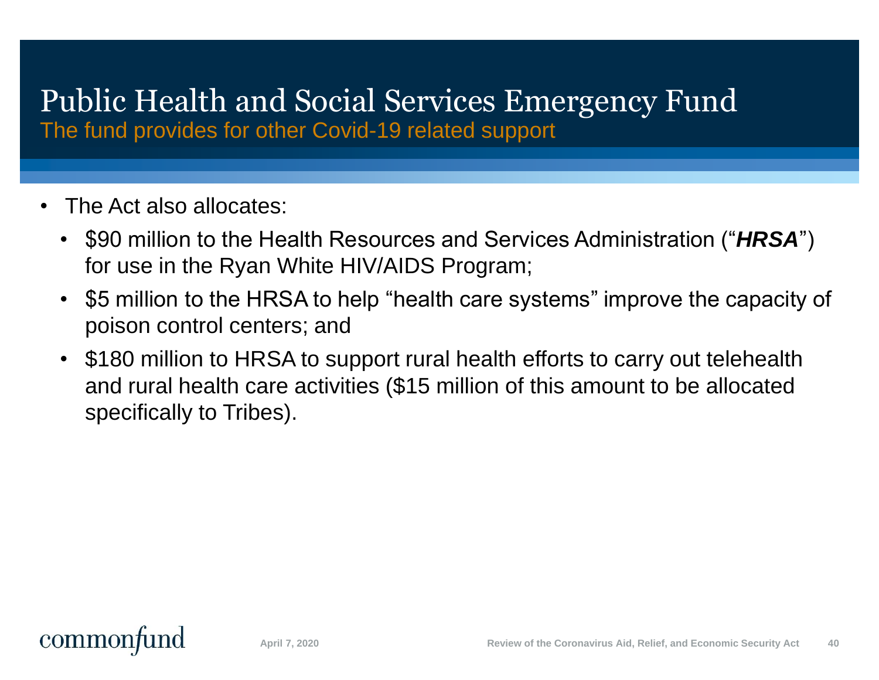# Public Health and Social Services Emergency Fund

## The fund provides for other Covid-19 related support

- The Act also allocates:
  - $90 million to the Health Resources and Services Administration ("***HRSA***") for use in the Ryan White HIV/AIDS Program;
  - $5 million to the HRSA to help "health care systems" improve the capacity of poison control centers; and
  - $180 million to HRSA to support rural health efforts to carry out telehealth and rural health care activities ($15 million of this amount to be allocated specifically to Tribes).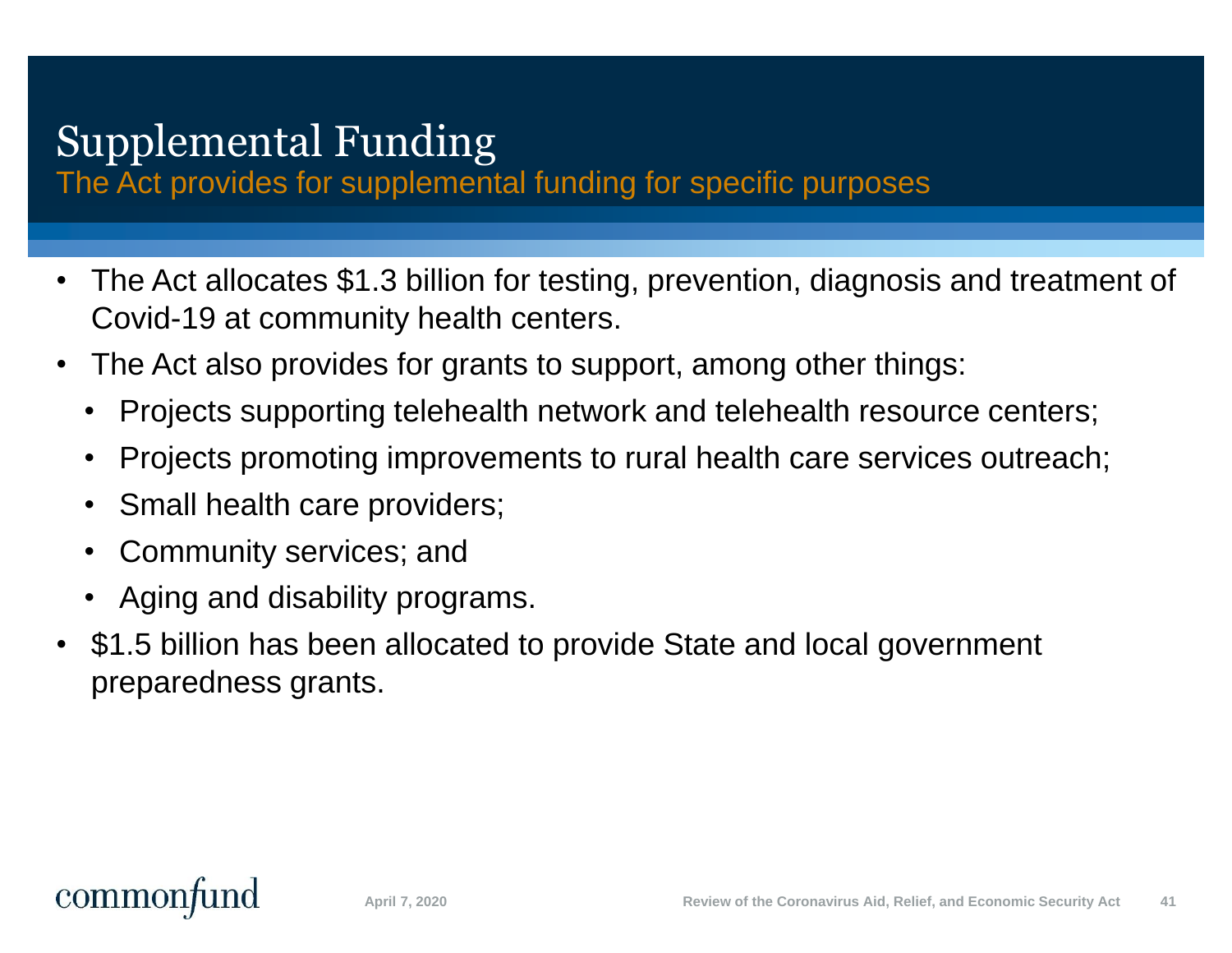# Supplemental Funding

## The Act provides for supplemental funding for specific purposes

- The Act allocates $1.3 billion for testing, prevention, diagnosis and treatment of Covid-19 at community health centers.
- The Act also provides for grants to support, among other things:
  - Projects supporting telehealth network and telehealth resource centers;
  - Projects promoting improvements to rural health care services outreach;
  - Small health care providers;
  - Community services; and
  - Aging and disability programs.
- $1.5 billion has been allocated to provide State and local government preparedness grants.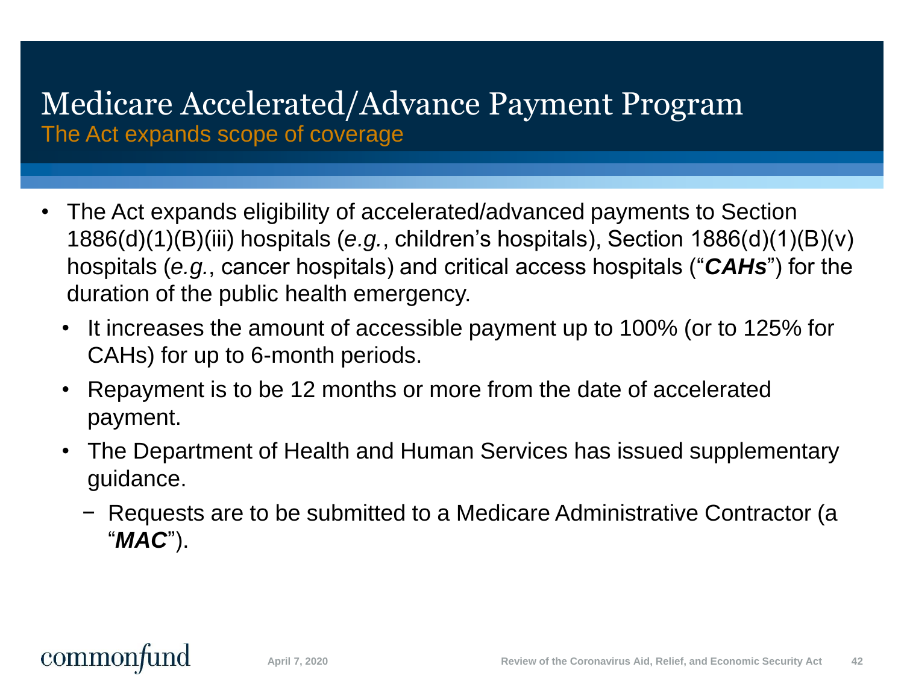# Medicare Accelerated/Advance Payment Program

## The Act expands scope of coverage

- The Act expands eligibility of accelerated/advanced payments to Section 1886(d)(1)(B)(iii) hospitals (*e.g.*, children's hospitals), Section 1886(d)(1)(B)(v) hospitals (*e.g.*, cancer hospitals) and critical access hospitals ("***CAHs***") for the duration of the public health emergency.
  - It increases the amount of accessible payment up to 100% (or to 125% for CAHs) for up to 6-month periods.
  - Repayment is to be 12 months or more from the date of accelerated payment.
  - The Department of Health and Human Services has issued supplementary guidance.
    - Requests are to be submitted to a Medicare Administrative Contractor (a "***MAC***").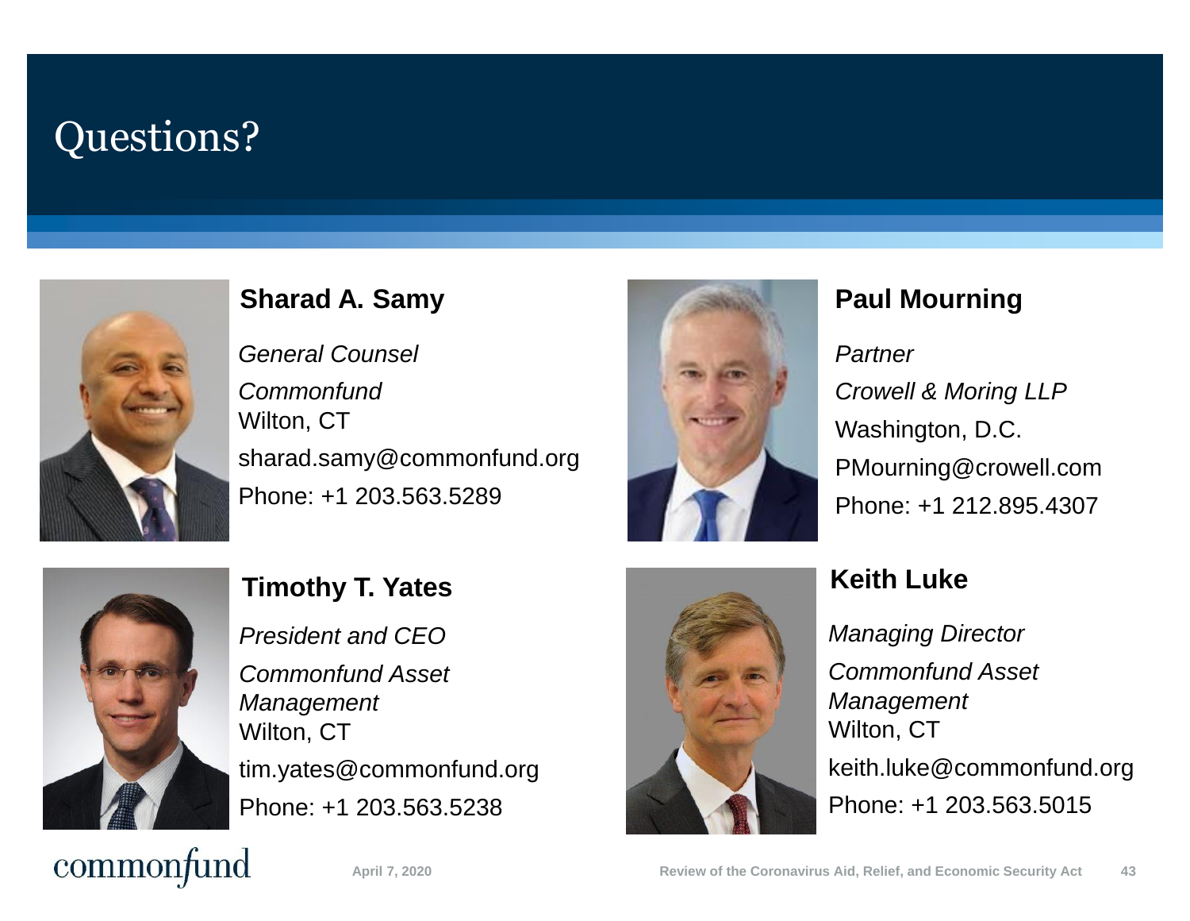# Questions?

**Sharad A. Samy**

*General Counsel*

*Commonfund*
Wilton, CT

sharad.samy@commonfund.org

Phone: +1 203.563.5289

**Paul Mourning**

*Partner*

*Crowell & Moring LLP*

Washington, D.C.

PMourning@crowell.com

Phone: +1 212.895.4307

**Timothy T. Yates**

*President and CEO*

*Commonfund Asset Management*
Wilton, CT

tim.yates@commonfund.org

Phone: +1 203.563.5238

**Keith Luke**

*Managing Director*

*Commonfund Asset Management*
Wilton, CT

keith.luke@commonfund.org

Phone: +1 203.563.5015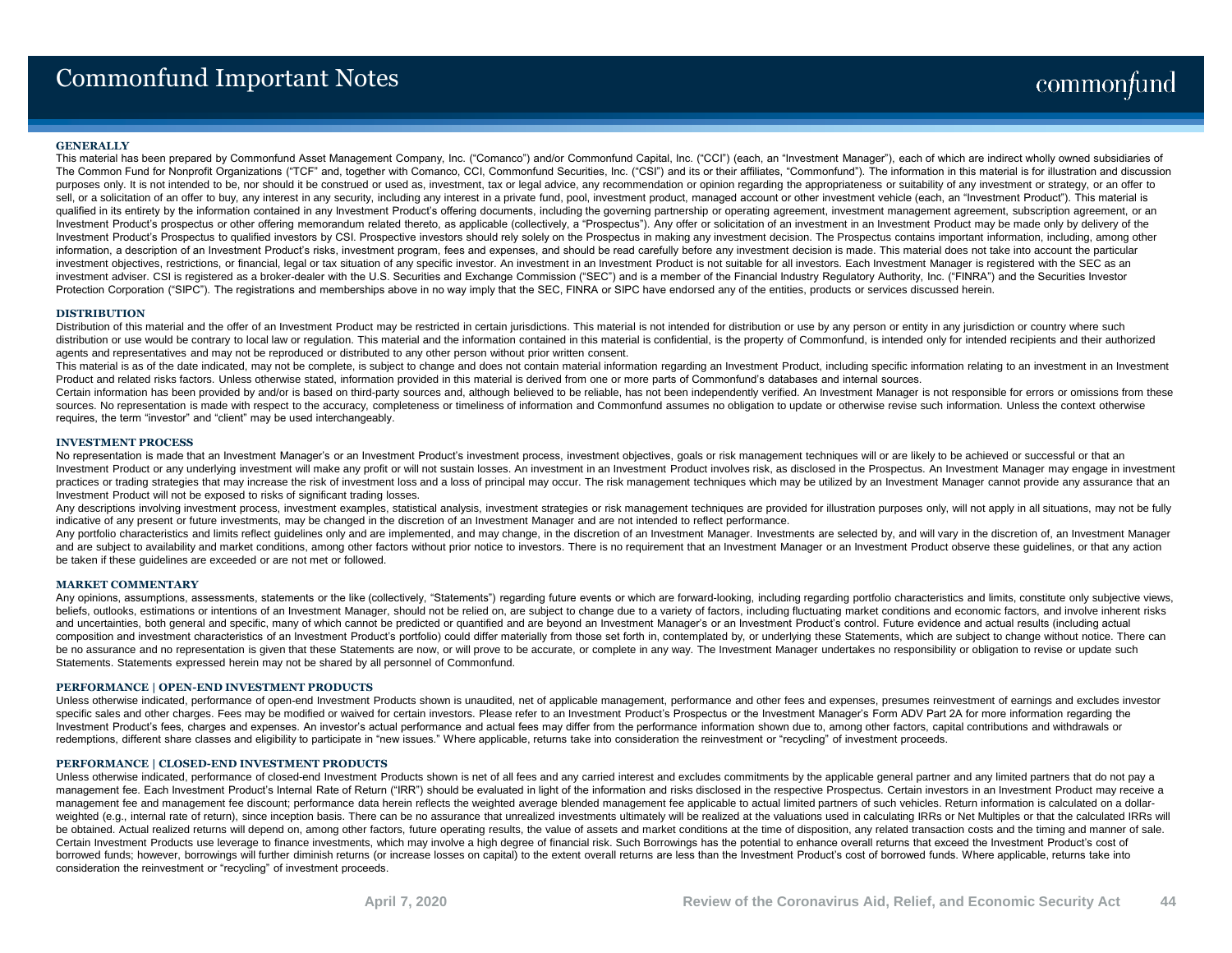# Commonfund Important Notes

### GENERALLY

This material has been prepared by Commonfund Asset Management Company, Inc. ("Comanco") and/or Commonfund Capital, Inc. ("CCI") (each, an "Investment Manager"), each of which are indirect wholly owned subsidiaries of The Common Fund for Nonprofit Organizations ("TCF" and, together with Comanco, CCI, Commonfund Securities, Inc. ("CSI") and its or their affiliates, "Commonfund"). The information in this material is for illustration and discussion purposes only. It is not intended to be, nor should it be construed or used as, investment, tax or legal advice, any recommendation or opinion regarding the appropriateness or suitability of any investment or strategy, or an offer to sell, or a solicitation of an offer to buy, any interest in any security, including any interest in a private fund, pool, investment product, managed account or other investment vehicle (each, an "Investment Product"). This material is qualified in its entirety by the information contained in any Investment Product's offering documents, including the governing partnership or operating agreement, investment management agreement, subscription agreement, or an Investment Product's prospectus or other offering memorandum related thereto, as applicable (collectively, a "Prospectus"). Any offer or solicitation of an investment in an Investment Product may be made only by delivery of the Investment Product's Prospectus to qualified investors by CSI. Prospective investors should rely solely on the Prospectus in making any investment decision. The Prospectus contains important information, including, among other information, a description of an Investment Product's risks, investment program, fees and expenses, and should be read carefully before any investment decision is made. This material does not take into account the particular investment objectives, restrictions, or financial, legal or tax situation of any specific investor. An investment in an Investment Product is not suitable for all investors. Each Investment Manager is registered with the SEC as an investment adviser. CSI is registered as a broker-dealer with the U.S. Securities and Exchange Commission ("SEC") and is a member of the Financial Industry Regulatory Authority, Inc. ("FINRA") and the Securities Investor Protection Corporation ("SIPC"). The registrations and memberships above in no way imply that the SEC, FINRA or SIPC have endorsed any of the entities, products or services discussed herein.

### DISTRIBUTION

Distribution of this material and the offer of an Investment Product may be restricted in certain jurisdictions. This material is not intended for distribution or use by any person or entity in any jurisdiction or country where such distribution or use would be contrary to local law or regulation. This material and the information contained in this material is confidential, is the property of Commonfund, is intended only for intended recipients and their authorized agents and representatives and may not be reproduced or distributed to any other person without prior written consent.

This material is as of the date indicated, may not be complete, is subject to change and does not contain material information regarding an Investment Product, including specific information relating to an investment in an Investment Product and related risks factors. Unless otherwise stated, information provided in this material is derived from one or more parts of Commonfund's databases and internal sources.

Certain information has been provided by and/or is based on third-party sources and, although believed to be reliable, has not been independently verified. An Investment Manager is not responsible for errors or omissions from these sources. No representation is made with respect to the accuracy, completeness or timeliness of information and Commonfund assumes no obligation to update or otherwise revise such information. Unless the context otherwise requires, the term "investor" and "client" may be used interchangeably.

### INVESTMENT PROCESS

No representation is made that an Investment Manager's or an Investment Product's investment process, investment objectives, goals or risk management techniques will or are likely to be achieved or successful or that an Investment Product or any underlying investment will make any profit or will not sustain losses. An investment in an Investment Product involves risk, as disclosed in the Prospectus. An Investment Manager may engage in investment practices or trading strategies that may increase the risk of investment loss and a loss of principal may occur. The risk management techniques which may be utilized by an Investment Manager cannot provide any assurance that an Investment Product will not be exposed to risks of significant trading losses.

Any descriptions involving investment process, investment examples, statistical analysis, investment strategies or risk management techniques are provided for illustration purposes only, will not apply in all situations, may not be fully indicative of any present or future investments, may be changed in the discretion of an Investment Manager and are not intended to reflect performance.

Any portfolio characteristics and limits reflect guidelines only and are implemented, and may change, in the discretion of an Investment Manager. Investments are selected by, and will vary in the discretion of, an Investment Manager and are subject to availability and market conditions, among other factors without prior notice to investors. There is no requirement that an Investment Manager or an Investment Product observe these guidelines, or that any action be taken if these guidelines are exceeded or are not met or followed.

### MARKET COMMENTARY

Any opinions, assumptions, assessments, statements or the like (collectively, "Statements") regarding future events or which are forward-looking, including regarding portfolio characteristics and limits, constitute only subjective views, beliefs, outlooks, estimations or intentions of an Investment Manager, should not be relied on, are subject to change due to a variety of factors, including fluctuating market conditions and economic factors, and involve inherent risks and uncertainties, both general and specific, many of which cannot be predicted or quantified and are beyond an Investment Manager's or an Investment Product's control. Future evidence and actual results (including actual composition and investment characteristics of an Investment Product's portfolio) could differ materially from those set forth in, contemplated by, or underlying these Statements, which are subject to change without notice. There can be no assurance and no representation is given that these Statements are now, or will prove to be accurate, or complete in any way. The Investment Manager undertakes no responsibility or obligation to revise or update such Statements. Statements expressed herein may not be shared by all personnel of Commonfund.

### PERFORMANCE | OPEN-END INVESTMENT PRODUCTS

Unless otherwise indicated, performance of open-end Investment Products shown is unaudited, net of applicable management, performance and other fees and expenses, presumes reinvestment of earnings and excludes investor specific sales and other charges. Fees may be modified or waived for certain investors. Please refer to an Investment Product's Prospectus or the Investment Manager's Form ADV Part 2A for more information regarding the Investment Product's fees, charges and expenses. An investor's actual performance and actual fees may differ from the performance information shown due to, among other factors, capital contributions and withdrawals or redemptions, different share classes and eligibility to participate in "new issues." Where applicable, returns take into consideration the reinvestment or "recycling" of investment proceeds.

### PERFORMANCE | CLOSED-END INVESTMENT PRODUCTS

Unless otherwise indicated, performance of closed-end Investment Products shown is net of all fees and any carried interest and excludes commitments by the applicable general partner and any limited partners that do not pay a management fee. Each Investment Product's Internal Rate of Return ("IRR") should be evaluated in light of the information and risks disclosed in the respective Prospectus. Certain investors in an Investment Product may receive a management fee and management fee discount; performance data herein reflects the weighted average blended management fee applicable to actual limited partners of such vehicles. Return information is calculated on a dollar-weighted (e.g., internal rate of return), since inception basis. There can be no assurance that unrealized investments ultimately will be realized at the valuations used in calculating IRRs or Net Multiples or that the calculated IRRs will be obtained. Actual realized returns will depend on, among other factors, future operating results, the value of assets and market conditions at the time of disposition, any related transaction costs and the timing and manner of sale. Certain Investment Products use leverage to finance investments, which may involve a high degree of financial risk. Such Borrowings has the potential to enhance overall returns that exceed the Investment Product's cost of borrowed funds; however, borrowings will further diminish returns (or increase losses on capital) to the extent overall returns are less than the Investment Product's cost of borrowed funds. Where applicable, returns take into consideration the reinvestment or "recycling" of investment proceeds.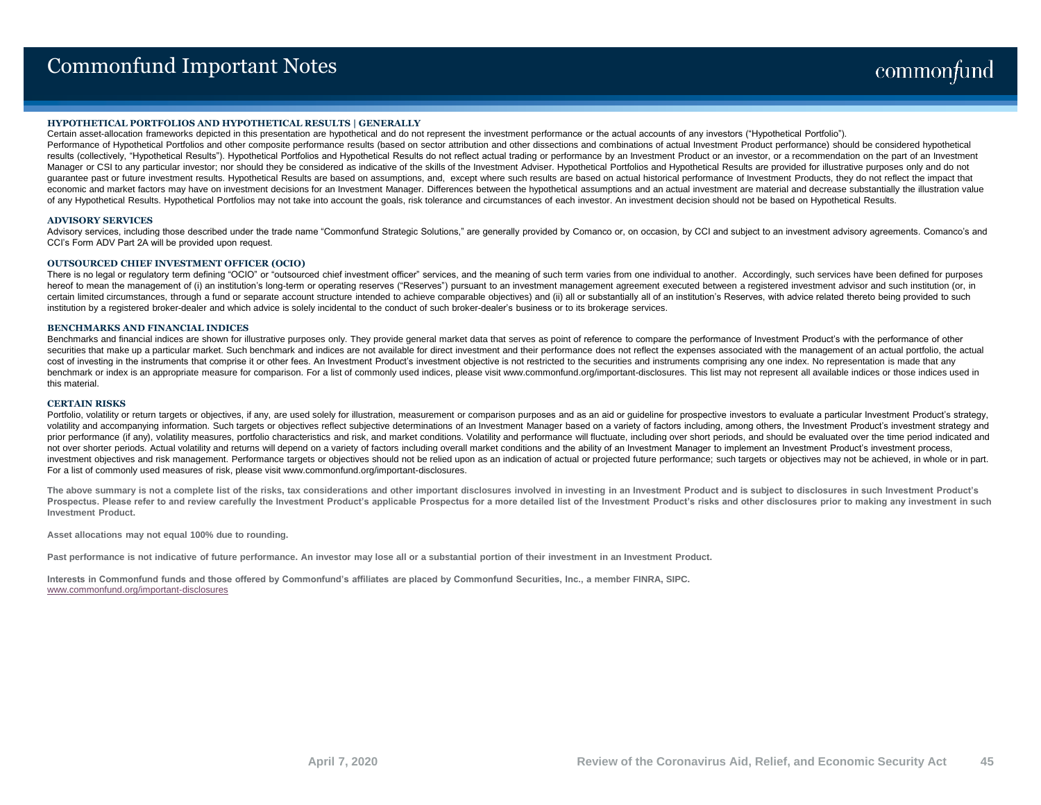# Commonfund Important Notes

### HYPOTHETICAL PORTFOLIOS AND HYPOTHETICAL RESULTS | GENERALLY

Certain asset-allocation frameworks depicted in this presentation are hypothetical and do not represent the investment performance or the actual accounts of any investors ("Hypothetical Portfolio"). Performance of Hypothetical Portfolios and other composite performance results (based on sector attribution and other dissections and combinations of actual Investment Product performance) should be considered hypothetical results (collectively, "Hypothetical Results"). Hypothetical Portfolios and Hypothetical Results do not reflect actual trading or performance by an Investment Product or an investor, or a recommendation on the part of an Investment Manager or CSI to any particular investor; nor should they be considered as indicative of the skills of the Investment Adviser. Hypothetical Portfolios and Hypothetical Results are provided for illustrative purposes only and do not guarantee past or future investment results. Hypothetical Results are based on assumptions, and, except where such results are based on actual historical performance of Investment Products, they do not reflect the impact that economic and market factors may have on investment decisions for an Investment Manager. Differences between the hypothetical assumptions and an actual investment are material and decrease substantially the illustration value of any Hypothetical Results. Hypothetical Portfolios may not take into account the goals, risk tolerance and circumstances of each investor. An investment decision should not be based on Hypothetical Results.

### ADVISORY SERVICES

Advisory services, including those described under the trade name "Commonfund Strategic Solutions," are generally provided by Comanco or, on occasion, by CCI and subject to an investment advisory agreements. Comanco's and CCI's Form ADV Part 2A will be provided upon request.

### OUTSOURCED CHIEF INVESTMENT OFFICER (OCIO)

There is no legal or regulatory term defining "OCIO" or "outsourced chief investment officer" services, and the meaning of such term varies from one individual to another. Accordingly, such services have been defined for purposes hereof to mean the management of (i) an institution's long-term or operating reserves ("Reserves") pursuant to an investment management agreement executed between a registered investment advisor and such institution (or, in certain limited circumstances, through a fund or separate account structure intended to achieve comparable objectives) and (ii) all or substantially all of an institution's Reserves, with advice related thereto being provided to such institution by a registered broker-dealer and which advice is solely incidental to the conduct of such broker-dealer's business or to its brokerage services.

### BENCHMARKS AND FINANCIAL INDICES

Benchmarks and financial indices are shown for illustrative purposes only. They provide general market data that serves as point of reference to compare the performance of Investment Product's with the performance of other securities that make up a particular market. Such benchmark and indices are not available for direct investment and their performance does not reflect the expenses associated with the management of an actual portfolio, the actual cost of investing in the instruments that comprise it or other fees. An Investment Product's investment objective is not restricted to the securities and instruments comprising any one index. No representation is made that any benchmark or index is an appropriate measure for comparison. For a list of commonly used indices, please visit www.commonfund.org/important-disclosures. This list may not represent all available indices or those indices used in this material.

### CERTAIN RISKS

Portfolio, volatility or return targets or objectives, if any, are used solely for illustration, measurement or comparison purposes and as an aid or guideline for prospective investors to evaluate a particular Investment Product's strategy, volatility and accompanying information. Such targets or objectives reflect subjective determinations of an Investment Manager based on a variety of factors including, among others, the Investment Product's investment strategy and prior performance (if any), volatility measures, portfolio characteristics and risk, and market conditions. Volatility and performance will fluctuate, including over short periods, and should be evaluated over the time period indicated and not over shorter periods. Actual volatility and returns will depend on a variety of factors including overall market conditions and the ability of an Investment Manager to implement an Investment Product's investment process, investment objectives and risk management. Performance targets or objectives should not be relied upon as an indication of actual or projected future performance; such targets or objectives may not be achieved, in whole or in part. For a list of commonly used measures of risk, please visit www.commonfund.org/important-disclosures.

**The above summary is not a complete list of the risks, tax considerations and other important disclosures involved in investing in an Investment Product and is subject to disclosures in such Investment Product's Prospectus. Please refer to and review carefully the Investment Product's applicable Prospectus for a more detailed list of the Investment Product's risks and other disclosures prior to making any investment in such Investment Product.**

**Asset allocations may not equal 100% due to rounding.**

**Past performance is not indicative of future performance. An investor may lose all or a substantial portion of their investment in an Investment Product.**

**Interests in Commonfund funds and those offered by Commonfund's affiliates are placed by Commonfund Securities, Inc., a member FINRA, SIPC.**
www.commonfund.org/important-disclosures